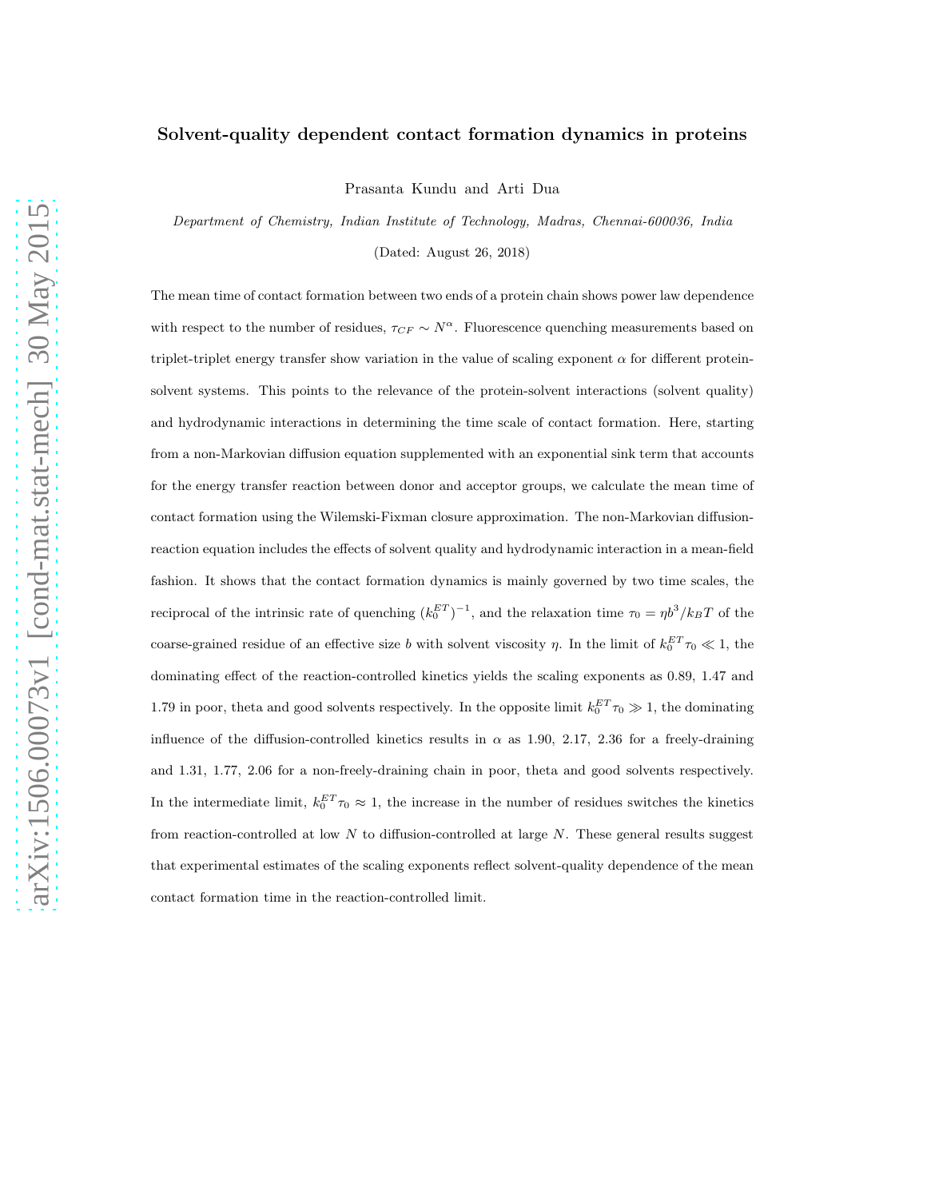# Solvent-quality dependent contact formation dynamics in proteins

Prasanta Kundu and Arti Dua

*Department of Chemistry, Indian Institute of Technology, Madras, Chennai-600036, India*

(Dated: August 26, 2018)

The mean time of contact formation between two ends of a protein chain shows power law dependence with respect to the number of residues, $\tau_{CF} \sim N^{\alpha}$. Fluorescence quenching measurements based on triplet-triplet energy transfer show variation in the value of scaling exponent $\alpha$ for different protein-solvent systems. This points to the relevance of the protein-solvent interactions (solvent quality) and hydrodynamic interactions in determining the time scale of contact formation. Here, starting from a non-Markovian diffusion equation supplemented with an exponential sink term that accounts for the energy transfer reaction between donor and acceptor groups, we calculate the mean time of contact formation using the Wilemski-Fixman closure approximation. The non-Markovian diffusion-reaction equation includes the effects of solvent quality and hydrodynamic interaction in a mean-field fashion. It shows that the contact formation dynamics is mainly governed by two time scales, the reciprocal of the intrinsic rate of quenching $(k_0^{ET})^{-1}$, and the relaxation time $\tau_0 = \eta b^3/k_BT$ of the coarse-grained residue of an effective size $b$ with solvent viscosity $\eta$. In the limit of $k_0^{ET}\tau_0 \ll 1$, the dominating effect of the reaction-controlled kinetics yields the scaling exponents as 0.89, 1.47 and 1.79 in poor, theta and good solvents respectively. In the opposite limit $k_0^{ET}\tau_0 \gg 1$, the dominating influence of the diffusion-controlled kinetics results in $\alpha$ as 1.90, 2.17, 2.36 for a freely-draining and 1.31, 1.77, 2.06 for a non-freely-draining chain in poor, theta and good solvents respectively. In the intermediate limit, $k_0^{ET}\tau_0 \approx 1$, the increase in the number of residues switches the kinetics from reaction-controlled at low $N$ to diffusion-controlled at large $N$. These general results suggest that experimental estimates of the scaling exponents reflect solvent-quality dependence of the mean contact formation time in the reaction-controlled limit.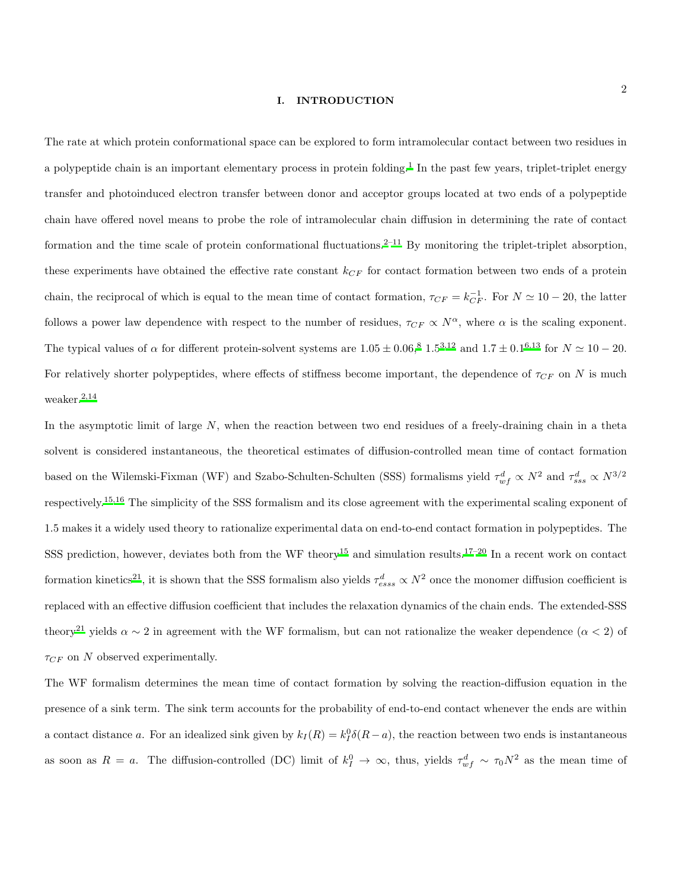## I. INTRODUCTION

The rate at which protein conformational space can be explored to form intramolecular contact between two residues in a polypeptide chain is an important elementary process in protein folding.[1] In the past few years, triplet-triplet energy transfer and photoinduced electron transfer between donor and acceptor groups located at two ends of a polypeptide chain have offered novel means to probe the role of intramolecular chain diffusion in determining the rate of contact formation and the time scale of protein conformational fluctuations.[2–11] By monitoring the triplet-triplet absorption, these experiments have obtained the effective rate constant $k_{CF}$ for contact formation between two ends of a protein chain, the reciprocal of which is equal to the mean time of contact formation, $\tau_{CF} = k_{CF}^{-1}$. For $N \simeq 10-20$, the latter follows a power law dependence with respect to the number of residues, $\tau_{CF} \propto N^{\alpha}$, where $\alpha$ is the scaling exponent. The typical values of $\alpha$ for different protein-solvent systems are $1.05 \pm 0.06$,[8] 1.5[3,12] and $1.7 \pm 0.1$[6,13] for $N \simeq 10-20$. For relatively shorter polypeptides, where effects of stiffness become important, the dependence of $\tau_{CF}$ on $N$ is much weaker.[2,14]

In the asymptotic limit of large $N$, when the reaction between two end residues of a freely-draining chain in a theta solvent is considered instantaneous, the theoretical estimates of diffusion-controlled mean time of contact formation based on the Wilemski-Fixman (WF) and Szabo-Schulten-Schulten (SSS) formalisms yield $\tau^{d}_{wf} \propto N^2$ and $\tau^{d}_{sss} \propto N^{3/2}$ respectively.[15,16] The simplicity of the SSS formalism and its close agreement with the experimental scaling exponent of 1.5 makes it a widely used theory to rationalize experimental data on end-to-end contact formation in polypeptides. The SSS prediction, however, deviates both from the WF theory[15] and simulation results.[17–20] In a recent work on contact formation kinetics[21], it is shown that the SSS formalism also yields $\tau^{d}_{esss} \propto N^2$ once the monomer diffusion coefficient is replaced with an effective diffusion coefficient that includes the relaxation dynamics of the chain ends. The extended-SSS theory[21] yields $\alpha \sim 2$ in agreement with the WF formalism, but can not rationalize the weaker dependence ($\alpha < 2$) of $\tau_{CF}$ on $N$ observed experimentally.

The WF formalism determines the mean time of contact formation by solving the reaction-diffusion equation in the presence of a sink term. The sink term accounts for the probability of end-to-end contact whenever the ends are within a contact distance $a$. For an idealized sink given by $k_I(R) = k_I^0 \delta(R-a)$, the reaction between two ends is instantaneous as soon as $R = a$. The diffusion-controlled (DC) limit of $k_I^0 \to \infty$, thus, yields $\tau^{d}_{wf} \sim \tau_0 N^2$ as the mean time of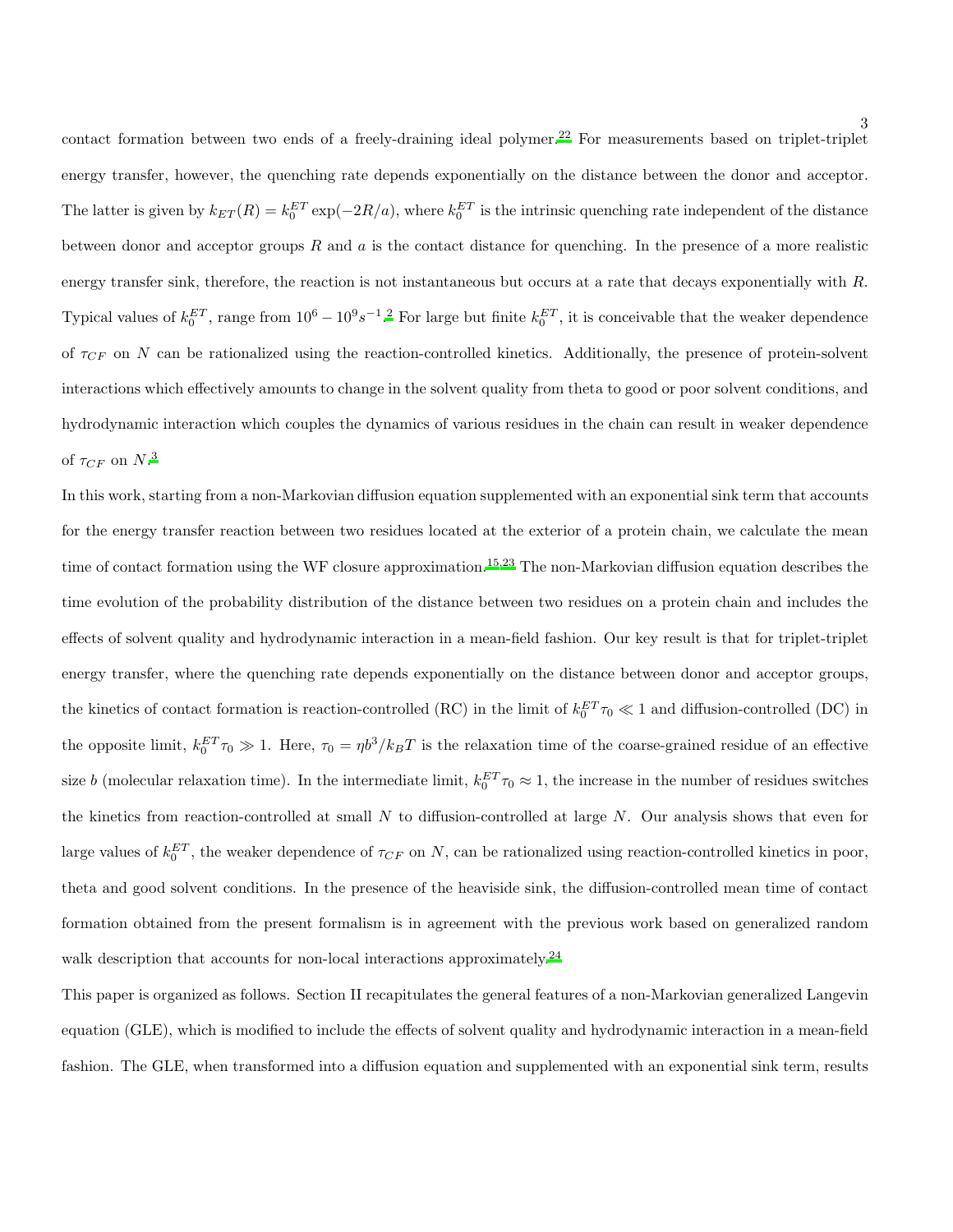contact formation between two ends of a freely-draining ideal polymer.[22] For measurements based on triplet-triplet energy transfer, however, the quenching rate depends exponentially on the distance between the donor and acceptor. The latter is given by $k_{ET}(R) = k_0^{ET} \exp(-2R/a)$, where $k_0^{ET}$ is the intrinsic quenching rate independent of the distance between donor and acceptor groups $R$ and $a$ is the contact distance for quenching. In the presence of a more realistic energy transfer sink, therefore, the reaction is not instantaneous but occurs at a rate that decays exponentially with $R$. Typical values of $k_0^{ET}$, range from $10^6 - 10^9 s^{-1}$.[2] For large but finite $k_0^{ET}$, it is conceivable that the weaker dependence of $\tau_{CF}$ on $N$ can be rationalized using the reaction-controlled kinetics. Additionally, the presence of protein-solvent interactions which effectively amounts to change in the solvent quality from theta to good or poor solvent conditions, and hydrodynamic interaction which couples the dynamics of various residues in the chain can result in weaker dependence of $\tau_{CF}$ on $N$.[3]

In this work, starting from a non-Markovian diffusion equation supplemented with an exponential sink term that accounts for the energy transfer reaction between two residues located at the exterior of a protein chain, we calculate the mean time of contact formation using the WF closure approximation.[15,23] The non-Markovian diffusion equation describes the time evolution of the probability distribution of the distance between two residues on a protein chain and includes the effects of solvent quality and hydrodynamic interaction in a mean-field fashion. Our key result is that for triplet-triplet energy transfer, where the quenching rate depends exponentially on the distance between donor and acceptor groups, the kinetics of contact formation is reaction-controlled (RC) in the limit of $k_0^{ET}\tau_0 \ll 1$ and diffusion-controlled (DC) in the opposite limit, $k_0^{ET}\tau_0 \gg 1$. Here, $\tau_0 = \eta b^3/k_BT$ is the relaxation time of the coarse-grained residue of an effective size $b$ (molecular relaxation time). In the intermediate limit, $k_0^{ET}\tau_0 \approx 1$, the increase in the number of residues switches the kinetics from reaction-controlled at small $N$ to diffusion-controlled at large $N$. Our analysis shows that even for large values of $k_0^{ET}$, the weaker dependence of $\tau_{CF}$ on $N$, can be rationalized using reaction-controlled kinetics in poor, theta and good solvent conditions. In the presence of the heaviside sink, the diffusion-controlled mean time of contact formation obtained from the present formalism is in agreement with the previous work based on generalized random walk description that accounts for non-local interactions approximately.[24]

This paper is organized as follows. Section II recapitulates the general features of a non-Markovian generalized Langevin equation (GLE), which is modified to include the effects of solvent quality and hydrodynamic interaction in a mean-field fashion. The GLE, when transformed into a diffusion equation and supplemented with an exponential sink term, results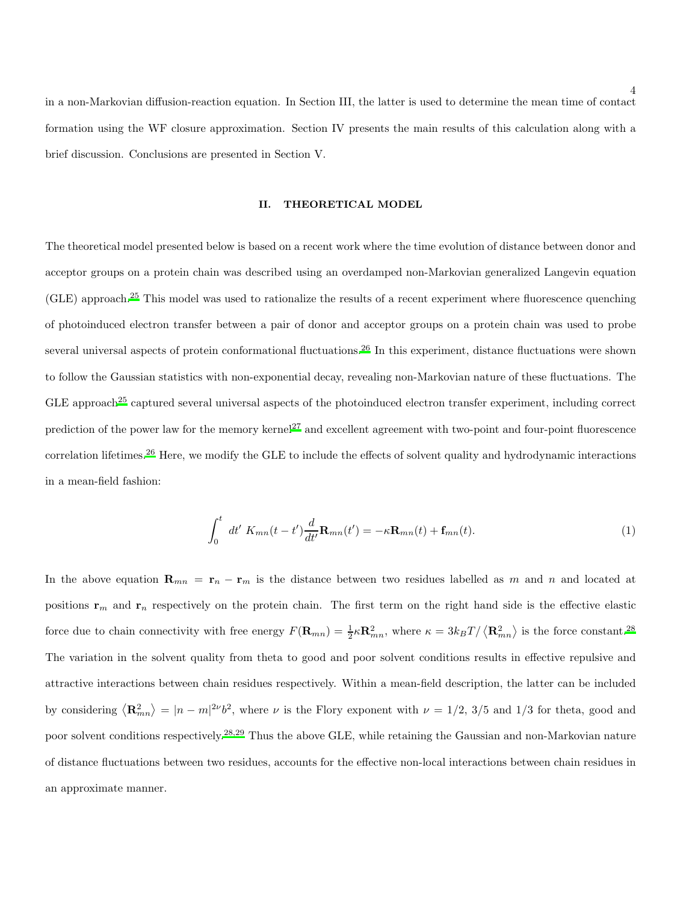in a non-Markovian diffusion-reaction equation. In Section III, the latter is used to determine the mean time of contact formation using the WF closure approximation. Section IV presents the main results of this calculation along with a brief discussion. Conclusions are presented in Section V.

## II. THEORETICAL MODEL

The theoretical model presented below is based on a recent work where the time evolution of distance between donor and acceptor groups on a protein chain was described using an overdamped non-Markovian generalized Langevin equation (GLE) approach.[25] This model was used to rationalize the results of a recent experiment where fluorescence quenching of photoinduced electron transfer between a pair of donor and acceptor groups on a protein chain was used to probe several universal aspects of protein conformational fluctuations.[26] In this experiment, distance fluctuations were shown to follow the Gaussian statistics with non-exponential decay, revealing non-Markovian nature of these fluctuations. The GLE approach[25] captured several universal aspects of the photoinduced electron transfer experiment, including correct prediction of the power law for the memory kernel[27] and excellent agreement with two-point and four-point fluorescence correlation lifetimes.[26] Here, we modify the GLE to include the effects of solvent quality and hydrodynamic interactions in a mean-field fashion:

$$\int_0^t dt' \; K_{mn}(t-t')\frac{d}{dt'}\mathbf{R}_{mn}(t') = -\kappa \mathbf{R}_{mn}(t) + \mathbf{f}_{mn}(t). \tag{1}$$

In the above equation $\mathbf{R}_{mn} = \mathbf{r}_n - \mathbf{r}_m$ is the distance between two residues labelled as $m$ and $n$ and located at positions $\mathbf{r}_m$ and $\mathbf{r}_n$ respectively on the protein chain. The first term on the right hand side is the effective elastic force due to chain connectivity with free energy $F(\mathbf{R}_{mn}) = \frac{1}{2}\kappa \mathbf{R}_{mn}^2$, where $\kappa = 3k_BT/\left\langle \mathbf{R}_{mn}^2 \right\rangle$ is the force constant.[28] The variation in the solvent quality from theta to good and poor solvent conditions results in effective repulsive and attractive interactions between chain residues respectively. Within a mean-field description, the latter can be included by considering $\left\langle \mathbf{R}_{mn}^2 \right\rangle = |n-m|^{2\nu} b^2$, where $\nu$ is the Flory exponent with $\nu = 1/2$, $3/5$ and $1/3$ for theta, good and poor solvent conditions respectively.[28,29] Thus the above GLE, while retaining the Gaussian and non-Markovian nature of distance fluctuations between two residues, accounts for the effective non-local interactions between chain residues in an approximate manner.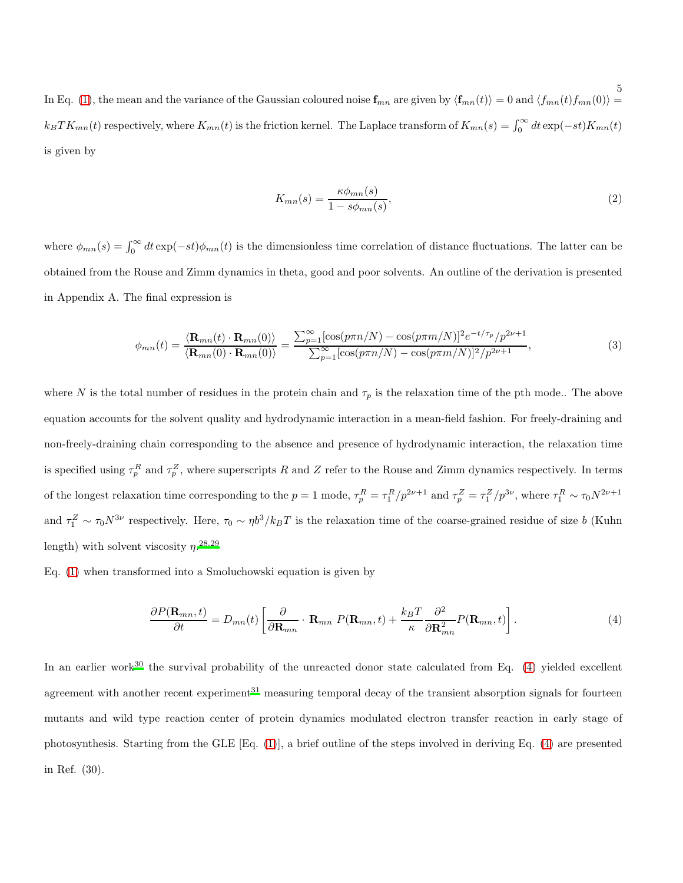In Eq. (1), the mean and the variance of the Gaussian coloured noise $\mathbf{f}_{mn}$ are given by $\langle \mathbf{f}_{mn}(t)\rangle = 0$ and $\langle f_{mn}(t) f_{mn}(0)\rangle = k_BTK_{mn}(t)$ respectively, where $K_{mn}(t)$ is the friction kernel. The Laplace transform of $K_{mn}(s) = \int_0^\infty dt \exp(-st) K_{mn}(t)$ is given by

$$K_{mn}(s) = \frac{\kappa \phi_{mn}(s)}{1 - s\phi_{mn}(s)}, \tag{2}$$

where $\phi_{mn}(s) = \int_0^\infty dt \exp(-st)\phi_{mn}(t)$ is the dimensionless time correlation of distance fluctuations. The latter can be obtained from the Rouse and Zimm dynamics in theta, good and poor solvents. An outline of the derivation is presented in Appendix A. The final expression is

$$\phi_{mn}(t) = \frac{\langle \mathbf{R}_{mn}(t) \cdot \mathbf{R}_{mn}(0)\rangle}{\langle \mathbf{R}_{mn}(0) \cdot \mathbf{R}_{mn}(0)\rangle} = \frac{\sum_{p=1}^{\infty} [\cos(p\pi n/N) - \cos(p\pi m/N)]^2 e^{-t/\tau_p}/p^{2\nu+1}}{\sum_{p=1}^{\infty} [\cos(p\pi n/N) - \cos(p\pi m/N)]^2/p^{2\nu+1}}, \tag{3}$$

where $N$ is the total number of residues in the protein chain and $\tau_p$ is the relaxation time of the pth mode.. The above equation accounts for the solvent quality and hydrodynamic interaction in a mean-field fashion. For freely-draining and non-freely-draining chain corresponding to the absence and presence of hydrodynamic interaction, the relaxation time is specified using $\tau_p^R$ and $\tau_p^Z$, where superscripts $R$ and $Z$ refer to the Rouse and Zimm dynamics respectively. In terms of the longest relaxation time corresponding to the $p = 1$ mode, $\tau_p^R = \tau_1^R/p^{2\nu+1}$ and $\tau_p^Z = \tau_1^Z/p^{3\nu}$, where $\tau_1^R \sim \tau_0 N^{2\nu+1}$ and $\tau_1^Z \sim \tau_0 N^{3\nu}$ respectively. Here, $\tau_0 \sim \eta b^3/k_BT$ is the relaxation time of the coarse-grained residue of size $b$ (Kuhn length) with solvent viscosity $\eta$.[28,29]

Eq. (1) when transformed into a Smoluchowski equation is given by

$$\frac{\partial P(\mathbf{R}_{mn}, t)}{\partial t} = D_{mn}(t) \left[ \frac{\partial}{\partial \mathbf{R}_{mn}} \cdot \mathbf{R}_{mn}\, P(\mathbf{R}_{mn}, t) + \frac{k_BT}{\kappa} \frac{\partial^2}{\partial \mathbf{R}_{mn}^2} P(\mathbf{R}_{mn}, t) \right]. \tag{4}$$

In an earlier work[30] the survival probability of the unreacted donor state calculated from Eq. (4) yielded excellent agreement with another recent experiment[31] measuring temporal decay of the transient absorption signals for fourteen mutants and wild type reaction center of protein dynamics modulated electron transfer reaction in early stage of photosynthesis. Starting from the GLE [Eq. (1)], a brief outline of the steps involved in deriving Eq. (4) are presented in Ref. (30).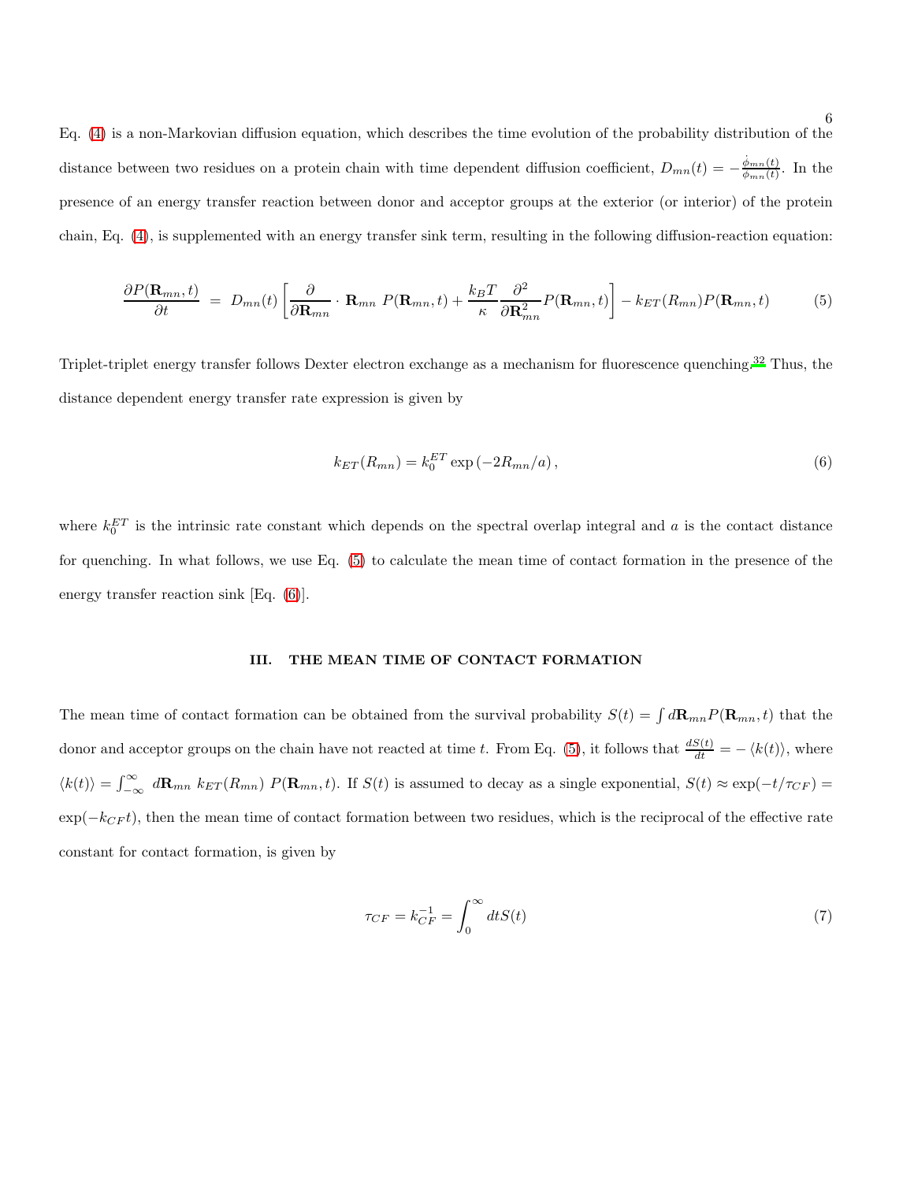Eq. (4) is a non-Markovian diffusion equation, which describes the time evolution of the probability distribution of the distance between two residues on a protein chain with time dependent diffusion coefficient, $D_{mn}(t) = -\frac{\dot{\phi}_{mn}(t)}{\phi_{mn}(t)}$. In the presence of an energy transfer reaction between donor and acceptor groups at the exterior (or interior) of the protein chain, Eq. (4), is supplemented with an energy transfer sink term, resulting in the following diffusion-reaction equation:

$$\frac{\partial P(\mathbf{R}_{mn},t)}{\partial t} \;=\; D_{mn}(t)\left[\frac{\partial}{\partial \mathbf{R}_{mn}} \cdot \mathbf{R}_{mn}\; P(\mathbf{R}_{mn},t) + \frac{k_B T}{\kappa}\frac{\partial^2}{\partial \mathbf{R}_{mn}^2}P(\mathbf{R}_{mn},t)\right] - k_{ET}(R_{mn})P(\mathbf{R}_{mn},t) \tag{5}$$

Triplet-triplet energy transfer follows Dexter electron exchange as a mechanism for fluorescence quenching.[32] Thus, the distance dependent energy transfer rate expression is given by

$$k_{ET}(R_{mn}) = k_0^{ET}\exp\left(-2R_{mn}/a\right), \tag{6}$$

where $k_0^{ET}$ is the intrinsic rate constant which depends on the spectral overlap integral and $a$ is the contact distance for quenching. In what follows, we use Eq. (5) to calculate the mean time of contact formation in the presence of the energy transfer reaction sink [Eq. (6)].

## III. THE MEAN TIME OF CONTACT FORMATION

The mean time of contact formation can be obtained from the survival probability $S(t) = \int d\mathbf{R}_{mn}P(\mathbf{R}_{mn},t)$ that the donor and acceptor groups on the chain have not reacted at time $t$. From Eq. (5), it follows that $\frac{dS(t)}{dt} = -\langle k(t)\rangle$, where $\langle k(t)\rangle = \int_{-\infty}^{\infty} d\mathbf{R}_{mn}\; k_{ET}(R_{mn})\; P(\mathbf{R}_{mn},t)$. If $S(t)$ is assumed to decay as a single exponential, $S(t) \approx \exp(-t/\tau_{CF}) = \exp(-k_{CF}t)$, then the mean time of contact formation between two residues, which is the reciprocal of the effective rate constant for contact formation, is given by

$$\tau_{CF} = k_{CF}^{-1} = \int_0^{\infty} dt S(t) \tag{7}$$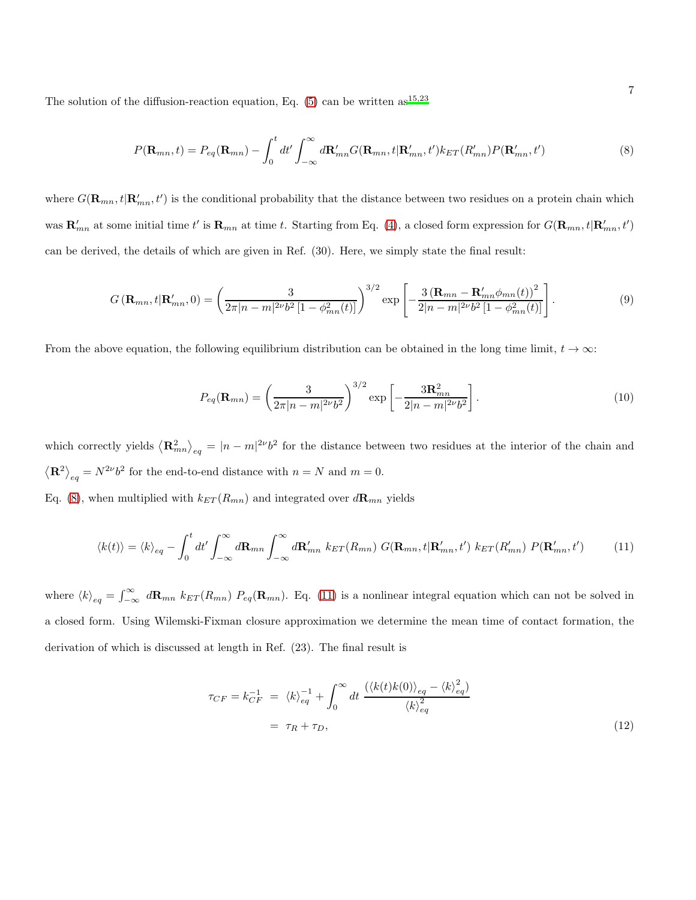The solution of the diffusion-reaction equation, Eq. (5) can be written as[15,23]

$$P(\mathbf{R}_{mn}, t) = P_{eq}(\mathbf{R}_{mn}) - \int_0^t dt' \int_{-\infty}^{\infty} d\mathbf{R}'_{mn} G(\mathbf{R}_{mn}, t|\mathbf{R}'_{mn}, t') k_{ET}(R'_{mn}) P(\mathbf{R}'_{mn}, t') \tag{8}$$

where $G(\mathbf{R}_{mn}, t|\mathbf{R}'_{mn}, t')$ is the conditional probability that the distance between two residues on a protein chain which was $\mathbf{R}'_{mn}$ at some initial time $t'$ is $\mathbf{R}_{mn}$ at time $t$. Starting from Eq. (4), a closed form expression for $G(\mathbf{R}_{mn}, t|\mathbf{R}'_{mn}, t')$ can be derived, the details of which are given in Ref. (30). Here, we simply state the final result:

$$G\left(\mathbf{R}_{mn}, t|\mathbf{R}'_{mn}, 0\right) = \left(\frac{3}{2\pi|n-m|^{2\nu}b^2\left[1-\phi_{mn}^2(t)\right]}\right)^{3/2} \exp\left[-\frac{3\left(\mathbf{R}_{mn} - \mathbf{R}'_{mn}\phi_{mn}(t)\right)^2}{2|n-m|^{2\nu}b^2\left[1-\phi_{mn}^2(t)\right]}\right]. \tag{9}$$

From the above equation, the following equilibrium distribution can be obtained in the long time limit, $t \to \infty$:

$$P_{eq}(\mathbf{R}_{mn}) = \left(\frac{3}{2\pi|n-m|^{2\nu}b^2}\right)^{3/2} \exp\left[-\frac{3\mathbf{R}_{mn}^2}{2|n-m|^{2\nu}b^2}\right]. \tag{10}$$

which correctly yields $\left\langle \mathbf{R}_{mn}^2 \right\rangle_{eq} = |n-m|^{2\nu}b^2$ for the distance between two residues at the interior of the chain and $\left\langle \mathbf{R}^2 \right\rangle_{eq} = N^{2\nu}b^2$ for the end-to-end distance with $n = N$ and $m = 0$.

Eq. (8), when multiplied with $k_{ET}(R_{mn})$ and integrated over $d\mathbf{R}_{mn}$ yields

$$\langle k(t) \rangle = \langle k \rangle_{eq} - \int_0^t dt' \int_{-\infty}^{\infty} d\mathbf{R}_{mn} \int_{-\infty}^{\infty} d\mathbf{R}'_{mn}\ k_{ET}(R_{mn})\ G(\mathbf{R}_{mn}, t|\mathbf{R}'_{mn}, t')\ k_{ET}(R'_{mn})\ P(\mathbf{R}'_{mn}, t') \tag{11}$$

where $\langle k \rangle_{eq} = \int_{-\infty}^{\infty} d\mathbf{R}_{mn}\ k_{ET}(R_{mn})\ P_{eq}(\mathbf{R}_{mn})$. Eq. (11) is a nonlinear integral equation which can not be solved in a closed form. Using Wilemski-Fixman closure approximation we determine the mean time of contact formation, the derivation of which is discussed at length in Ref. (23). The final result is

$$\begin{aligned} \tau_{CF} = k_{CF}^{-1} &= \langle k \rangle_{eq}^{-1} + \int_0^{\infty} dt\ \frac{\left(\langle k(t)k(0) \rangle_{eq} - \langle k \rangle_{eq}^2\right)}{\langle k \rangle_{eq}^2} \\ &= \tau_R + \tau_D, \end{aligned} \tag{12}$$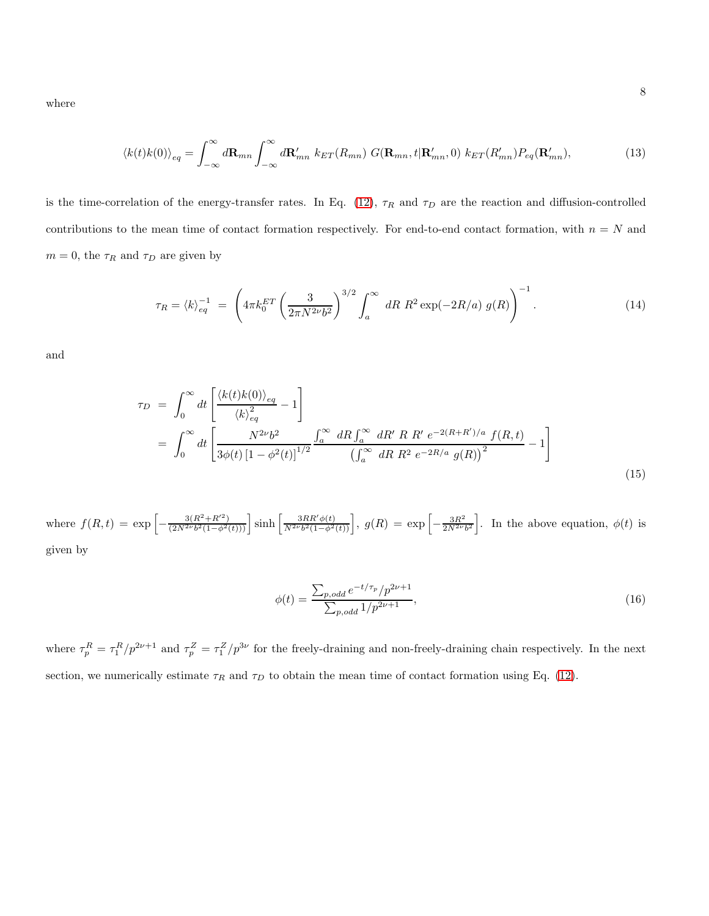where

$$\langle k(t)k(0)\rangle_{eq} = \int_{-\infty}^{\infty} d\mathbf{R}_{mn} \int_{-\infty}^{\infty} d\mathbf{R}'_{mn}\ k_{ET}(R_{mn})\ G(\mathbf{R}_{mn}, t|\mathbf{R}'_{mn}, 0)\ k_{ET}(R'_{mn}) P_{eq}(\mathbf{R}'_{mn}), \tag{13}$$

is the time-correlation of the energy-transfer rates. In Eq. (12), $\tau_R$ and $\tau_D$ are the reaction and diffusion-controlled contributions to the mean time of contact formation respectively. For end-to-end contact formation, with $n = N$ and $m = 0$, the $\tau_R$ and $\tau_D$ are given by

$$\tau_R = \langle k\rangle_{eq}^{-1} \ = \ \left(4\pi k_0^{ET} \left(\frac{3}{2\pi N^{2\nu} b^2}\right)^{3/2} \int_a^{\infty}\ dR\ R^2 \exp(-2R/a)\ g(R)\right)^{-1}. \tag{14}$$

and

$$\begin{aligned}
\tau_D \ &= \ \int_0^{\infty} dt \left[\frac{\langle k(t)k(0)\rangle_{eq}}{\langle k\rangle_{eq}^2} - 1\right] \\
&= \ \int_0^{\infty} dt \left[\frac{N^{2\nu} b^2}{3\phi(t)\left[1-\phi^2(t)\right]^{1/2}} \frac{\int_a^{\infty}\ dR \int_a^{\infty}\ dR'\ R\ R'\ e^{-2(R+R')/a}\ f(R,t)}{\left(\int_a^{\infty}\ dR\ R^2\ e^{-2R/a}\ g(R)\right)^2} - 1\right]
\end{aligned} \tag{15}$$

where $f(R,t) = \exp\left[-\frac{3(R^2+R'^2)}{(2N^{2\nu}b^2(1-\phi^2(t)))}\right] \sinh\left[\frac{3RR'\phi(t)}{N^{2\nu}b^2(1-\phi^2(t))}\right]$, $g(R) = \exp\left[-\frac{3R^2}{2N^{2\nu}b^2}\right]$. In the above equation, $\phi(t)$ is given by

$$\phi(t) = \frac{\sum_{p,odd} e^{-t/\tau_p}/p^{2\nu+1}}{\sum_{p,odd} 1/p^{2\nu+1}}, \tag{16}$$

where $\tau_p^R = \tau_1^R/p^{2\nu+1}$ and $\tau_p^Z = \tau_1^Z/p^{3\nu}$ for the freely-draining and non-freely-draining chain respectively. In the next section, we numerically estimate $\tau_R$ and $\tau_D$ to obtain the mean time of contact formation using Eq. (12).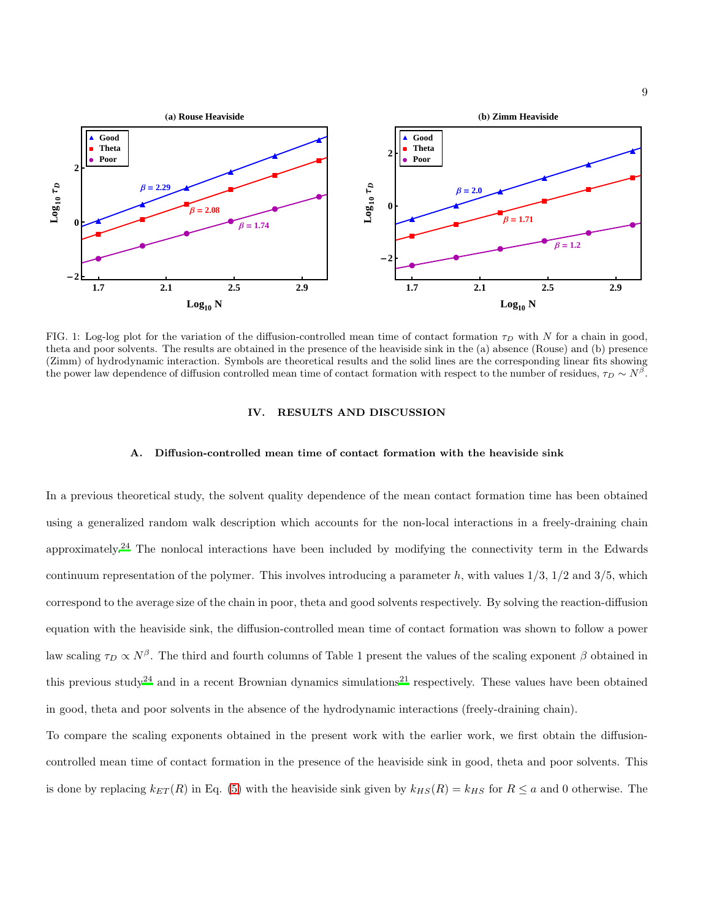FIG. 1: Log-log plot for the variation of the diffusion-controlled mean time of contact formation $\tau_D$ with $N$ for a chain in good, theta and poor solvents. The results are obtained in the presence of the heaviside sink in the (a) absence (Rouse) and (b) presence (Zimm) of hydrodynamic interaction. Symbols are theoretical results and the solid lines are the corresponding linear fits showing the power law dependence of diffusion controlled mean time of contact formation with respect to the number of residues, $\tau_D \sim N^{\beta}$.

## IV. RESULTS AND DISCUSSION

### A. Diffusion-controlled mean time of contact formation with the heaviside sink

In a previous theoretical study, the solvent quality dependence of the mean contact formation time has been obtained using a generalized random walk description which accounts for the non-local interactions in a freely-draining chain approximately.[24] The nonlocal interactions have been included by modifying the connectivity term in the Edwards continuum representation of the polymer. This involves introducing a parameter $h$, with values 1/3, 1/2 and 3/5, which correspond to the average size of the chain in poor, theta and good solvents respectively. By solving the reaction-diffusion equation with the heaviside sink, the diffusion-controlled mean time of contact formation was shown to follow a power law scaling $\tau_D \propto N^{\beta}$. The third and fourth columns of Table 1 present the values of the scaling exponent $\beta$ obtained in this previous study[24] and in a recent Brownian dynamics simulations[21] respectively. These values have been obtained in good, theta and poor solvents in the absence of the hydrodynamic interactions (freely-draining chain).

To compare the scaling exponents obtained in the present work with the earlier work, we first obtain the diffusion-controlled mean time of contact formation in the presence of the heaviside sink in good, theta and poor solvents. This is done by replacing $k_{ET}(R)$ in Eq. (5) with the heaviside sink given by $k_{HS}(R) = k_{HS}$ for $R \leq a$ and 0 otherwise. The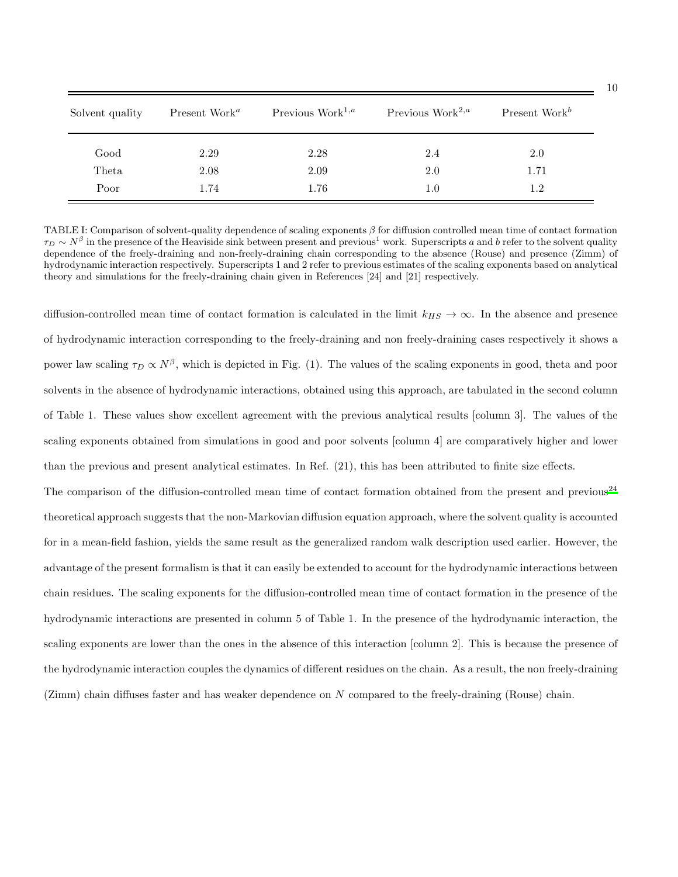| Solvent quality | Present Work[a] | Previous Work[1,a] | Previous Work[2,a] | Present Work[b] |
|---|---|---|---|---|
| Good | 2.29 | 2.28 | 2.4 | 2.0 |
| Theta | 2.08 | 2.09 | 2.0 | 1.71 |
| Poor | 1.74 | 1.76 | 1.0 | 1.2 |

TABLE I: Comparison of solvent-quality dependence of scaling exponents $\beta$ for diffusion controlled mean time of contact formation $\tau_D \sim N^\beta$ in the presence of the Heaviside sink between present and previous[1] work. Superscripts $a$ and $b$ refer to the solvent quality dependence of the freely-draining and non-freely-draining chain corresponding to the absence (Rouse) and presence (Zimm) of hydrodynamic interaction respectively. Superscripts 1 and 2 refer to previous estimates of the scaling exponents based on analytical theory and simulations for the freely-draining chain given in References [24] and [21] respectively.

diffusion-controlled mean time of contact formation is calculated in the limit $k_{HS} \to \infty$. In the absence and presence of hydrodynamic interaction corresponding to the freely-draining and non freely-draining cases respectively it shows a power law scaling $\tau_D \propto N^\beta$, which is depicted in Fig. (1). The values of the scaling exponents in good, theta and poor solvents in the absence of hydrodynamic interactions, obtained using this approach, are tabulated in the second column of Table 1. These values show excellent agreement with the previous analytical results [column 3]. The values of the scaling exponents obtained from simulations in good and poor solvents [column 4] are comparatively higher and lower than the previous and present analytical estimates. In Ref. (21), this has been attributed to finite size effects.

The comparison of the diffusion-controlled mean time of contact formation obtained from the present and previous[24] theoretical approach suggests that the non-Markovian diffusion equation approach, where the solvent quality is accounted for in a mean-field fashion, yields the same result as the generalized random walk description used earlier. However, the advantage of the present formalism is that it can easily be extended to account for the hydrodynamic interactions between chain residues. The scaling exponents for the diffusion-controlled mean time of contact formation in the presence of the hydrodynamic interactions are presented in column 5 of Table 1. In the presence of the hydrodynamic interaction, the scaling exponents are lower than the ones in the absence of this interaction [column 2]. This is because the presence of the hydrodynamic interaction couples the dynamics of different residues on the chain. As a result, the non freely-draining (Zimm) chain diffuses faster and has weaker dependence on $N$ compared to the freely-draining (Rouse) chain.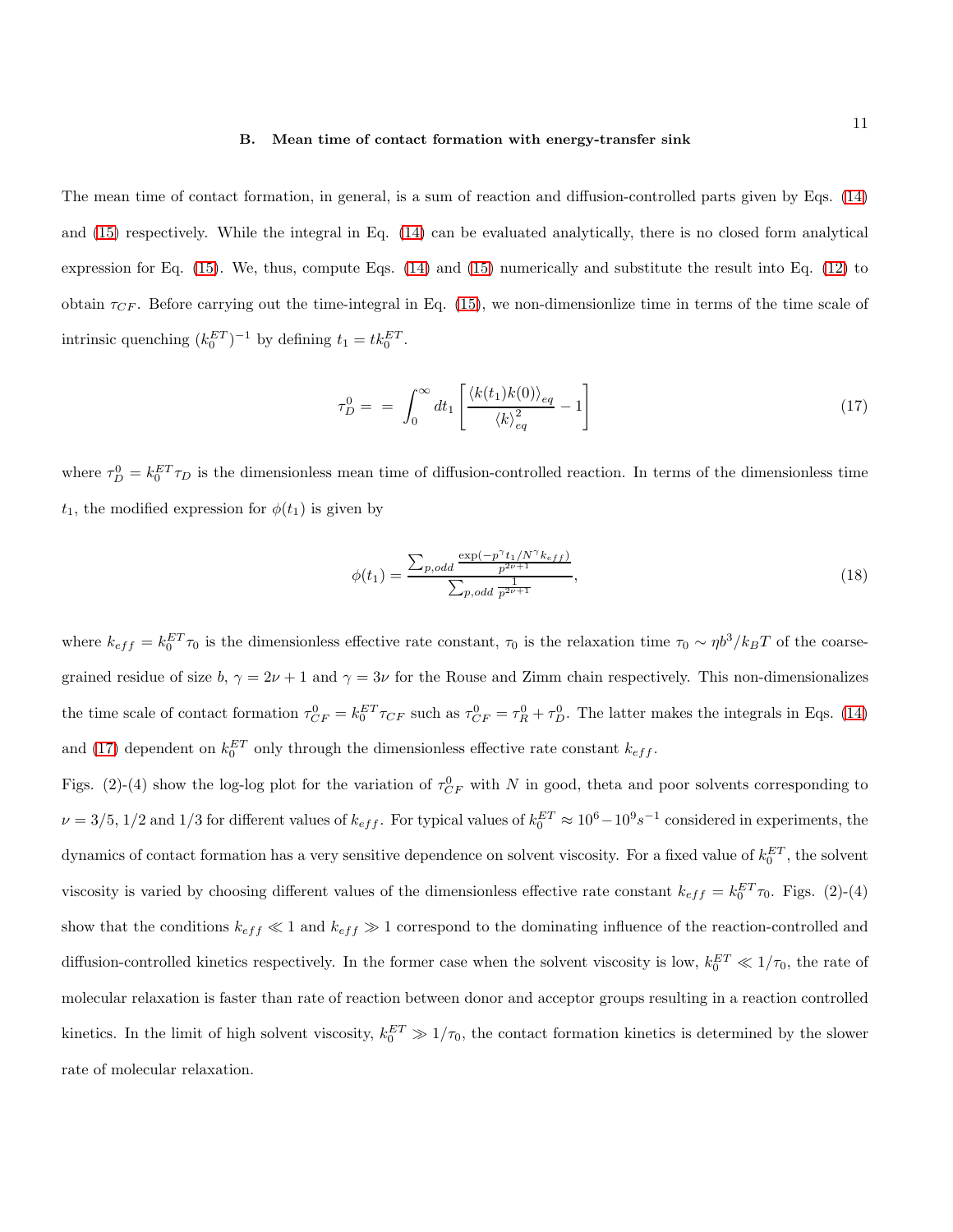### B. Mean time of contact formation with energy-transfer sink

The mean time of contact formation, in general, is a sum of reaction and diffusion-controlled parts given by Eqs. (14) and (15) respectively. While the integral in Eq. (14) can be evaluated analytically, there is no closed form analytical expression for Eq. (15). We, thus, compute Eqs. (14) and (15) numerically and substitute the result into Eq. (12) to obtain $\tau_{CF}$. Before carrying out the time-integral in Eq. (15), we non-dimensionlize time in terms of the time scale of intrinsic quenching $(k_0^{ET})^{-1}$ by defining $t_1 = tk_0^{ET}$.

$$\tau_D^0 = \; = \int_0^\infty dt_1 \left[ \frac{\langle k(t_1)k(0)\rangle_{eq}}{\langle k \rangle_{eq}^2} - 1 \right] \tag{17}$$

where $\tau_D^0 = k_0^{ET}\tau_D$ is the dimensionless mean time of diffusion-controlled reaction. In terms of the dimensionless time $t_1$, the modified expression for $\phi(t_1)$ is given by

$$\phi(t_1) = \frac{\sum_{p,odd} \frac{\exp(-p^\gamma t_1/N^\gamma k_{eff})}{p^{2\nu+1}}}{\sum_{p,odd} \frac{1}{p^{2\nu+1}}}, \tag{18}$$

where $k_{eff} = k_0^{ET}\tau_0$ is the dimensionless effective rate constant, $\tau_0$ is the relaxation time $\tau_0 \sim \eta b^3/k_B T$ of the coarse-grained residue of size $b$, $\gamma = 2\nu + 1$ and $\gamma = 3\nu$ for the Rouse and Zimm chain respectively. This non-dimensionalizes the time scale of contact formation $\tau_{CF}^0 = k_0^{ET}\tau_{CF}$ such as $\tau_{CF}^0 = \tau_R^0 + \tau_D^0$. The latter makes the integrals in Eqs. (14) and (17) dependent on $k_0^{ET}$ only through the dimensionless effective rate constant $k_{eff}$.

Figs. (2)-(4) show the log-log plot for the variation of $\tau_{CF}^0$ with $N$ in good, theta and poor solvents corresponding to $\nu = 3/5$, $1/2$ and $1/3$ for different values of $k_{eff}$. For typical values of $k_0^{ET} \approx 10^6 - 10^9 s^{-1}$ considered in experiments, the dynamics of contact formation has a very sensitive dependence on solvent viscosity. For a fixed value of $k_0^{ET}$, the solvent viscosity is varied by choosing different values of the dimensionless effective rate constant $k_{eff} = k_0^{ET}\tau_0$. Figs. (2)-(4) show that the conditions $k_{eff} \ll 1$ and $k_{eff} \gg 1$ correspond to the dominating influence of the reaction-controlled and diffusion-controlled kinetics respectively. In the former case when the solvent viscosity is low, $k_0^{ET} \ll 1/\tau_0$, the rate of molecular relaxation is faster than rate of reaction between donor and acceptor groups resulting in a reaction controlled kinetics. In the limit of high solvent viscosity, $k_0^{ET} \gg 1/\tau_0$, the contact formation kinetics is determined by the slower rate of molecular relaxation.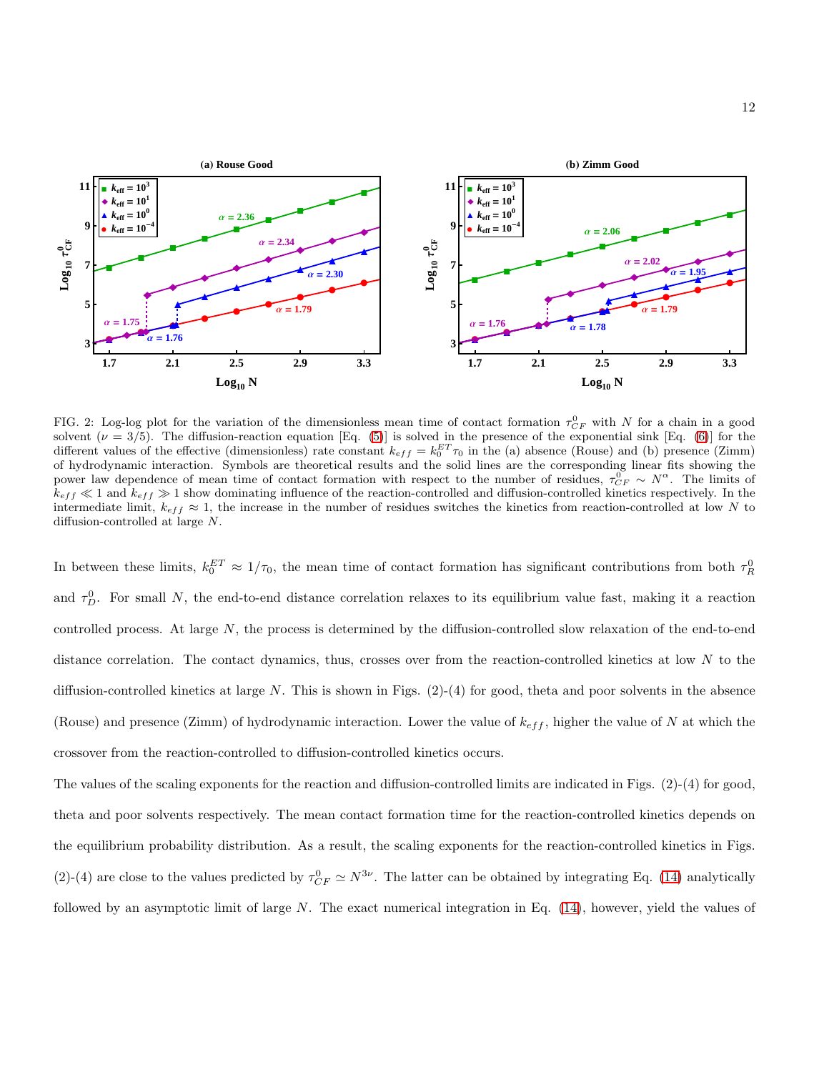FIG. 2: Log-log plot for the variation of the dimensionless mean time of contact formation $\tau_{CF}^0$ with $N$ for a chain in a good solvent ($\nu = 3/5$). The diffusion-reaction equation [Eq. (5)] is solved in the presence of the exponential sink [Eq. (6)] for the different values of the effective (dimensionless) rate constant $k_{eff} = k_0^{ET}\tau_0$ in the (a) absence (Rouse) and (b) presence (Zimm) of hydrodynamic interaction. Symbols are theoretical results and the solid lines are the corresponding linear fits showing the power law dependence of mean time of contact formation with respect to the number of residues, $\tau_{CF}^0 \sim N^{\alpha}$. The limits of $k_{eff} \ll 1$ and $k_{eff} \gg 1$ show dominating influence of the reaction-controlled and diffusion-controlled kinetics respectively. In the intermediate limit, $k_{eff} \approx 1$, the increase in the number of residues switches the kinetics from reaction-controlled at low $N$ to diffusion-controlled at large $N$.

In between these limits, $k_0^{ET} \approx 1/\tau_0$, the mean time of contact formation has significant contributions from both $\tau_R^0$ and $\tau_D^0$. For small $N$, the end-to-end distance correlation relaxes to its equilibrium value fast, making it a reaction controlled process. At large $N$, the process is determined by the diffusion-controlled slow relaxation of the end-to-end distance correlation. The contact dynamics, thus, crosses over from the reaction-controlled kinetics at low $N$ to the diffusion-controlled kinetics at large $N$. This is shown in Figs. (2)-(4) for good, theta and poor solvents in the absence (Rouse) and presence (Zimm) of hydrodynamic interaction. Lower the value of $k_{eff}$, higher the value of $N$ at which the crossover from the reaction-controlled to diffusion-controlled kinetics occurs.

The values of the scaling exponents for the reaction and diffusion-controlled limits are indicated in Figs. (2)-(4) for good, theta and poor solvents respectively. The mean contact formation time for the reaction-controlled kinetics depends on the equilibrium probability distribution. As a result, the scaling exponents for the reaction-controlled kinetics in Figs. (2)-(4) are close to the values predicted by $\tau_{CF}^0 \simeq N^{3\nu}$. The latter can be obtained by integrating Eq. (14) analytically followed by an asymptotic limit of large $N$. The exact numerical integration in Eq. (14), however, yield the values of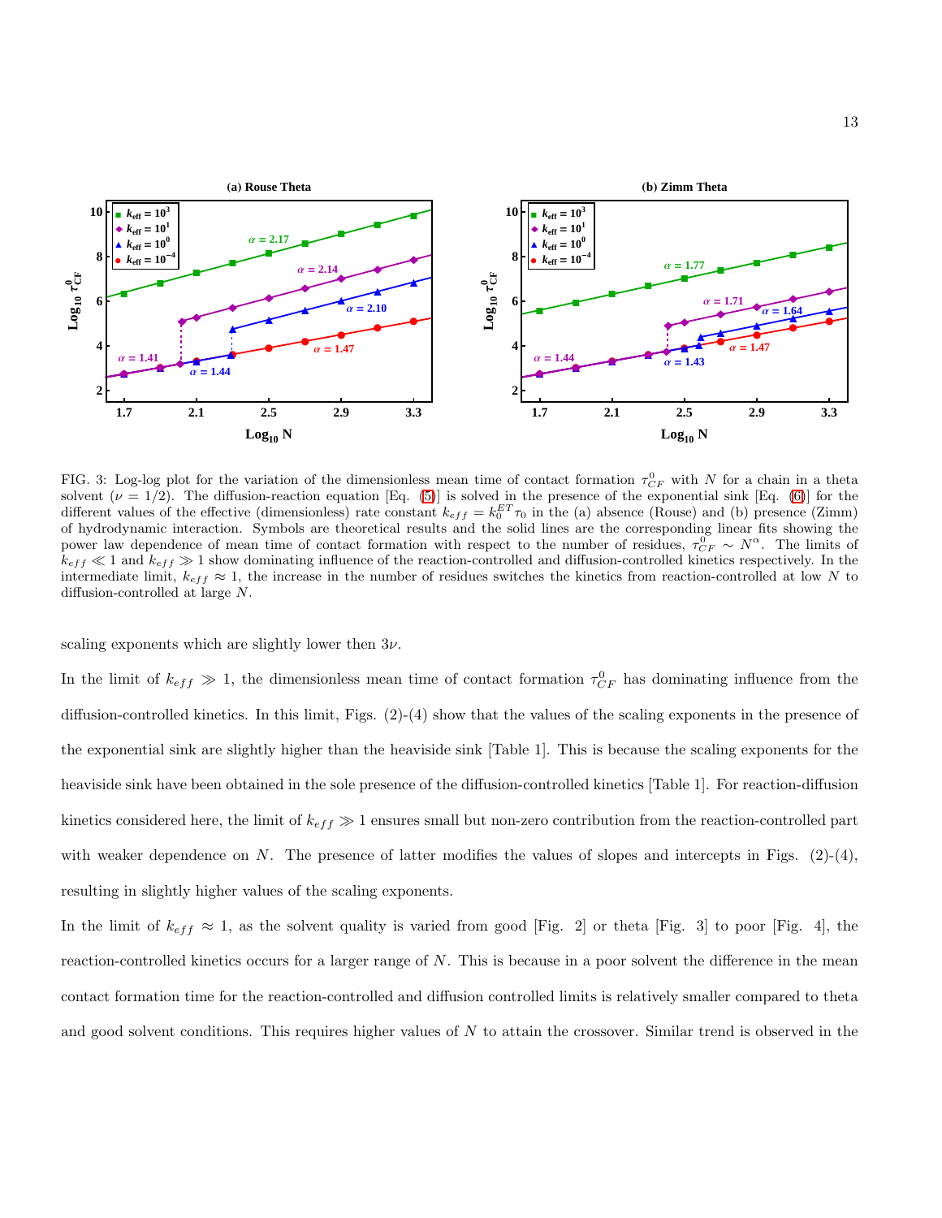FIG. 3: Log-log plot for the variation of the dimensionless mean time of contact formation $\tau^0_{CF}$ with $N$ for a chain in a theta solvent ($\nu = 1/2$). The diffusion-reaction equation [Eq. (5)] is solved in the presence of the exponential sink [Eq. (6)] for the different values of the effective (dimensionless) rate constant $k_{eff} = k_0^{ET}\tau_0$ in the (a) absence (Rouse) and (b) presence (Zimm) of hydrodynamic interaction. Symbols are theoretical results and the solid lines are the corresponding linear fits showing the power law dependence of mean time of contact formation with respect to the number of residues, $\tau^0_{CF} \sim N^{\alpha}$. The limits of $k_{eff} \ll 1$ and $k_{eff} \gg 1$ show dominating influence of the reaction-controlled and diffusion-controlled kinetics respectively. In the intermediate limit, $k_{eff} \approx 1$, the increase in the number of residues switches the kinetics from reaction-controlled at low $N$ to diffusion-controlled at large $N$.

scaling exponents which are slightly lower then $3\nu$.

In the limit of $k_{eff} \gg 1$, the dimensionless mean time of contact formation $\tau^0_{CF}$ has dominating influence from the diffusion-controlled kinetics. In this limit, Figs. (2)-(4) show that the values of the scaling exponents in the presence of the exponential sink are slightly higher than the heaviside sink [Table 1]. This is because the scaling exponents for the heaviside sink have been obtained in the sole presence of the diffusion-controlled kinetics [Table 1]. For reaction-diffusion kinetics considered here, the limit of $k_{eff} \gg 1$ ensures small but non-zero contribution from the reaction-controlled part with weaker dependence on $N$. The presence of latter modifies the values of slopes and intercepts in Figs. (2)-(4), resulting in slightly higher values of the scaling exponents.

In the limit of $k_{eff} \approx 1$, as the solvent quality is varied from good [Fig. 2] or theta [Fig. 3] to poor [Fig. 4], the reaction-controlled kinetics occurs for a larger range of $N$. This is because in a poor solvent the difference in the mean contact formation time for the reaction-controlled and diffusion controlled limits is relatively smaller compared to theta and good solvent conditions. This requires higher values of $N$ to attain the crossover. Similar trend is observed in the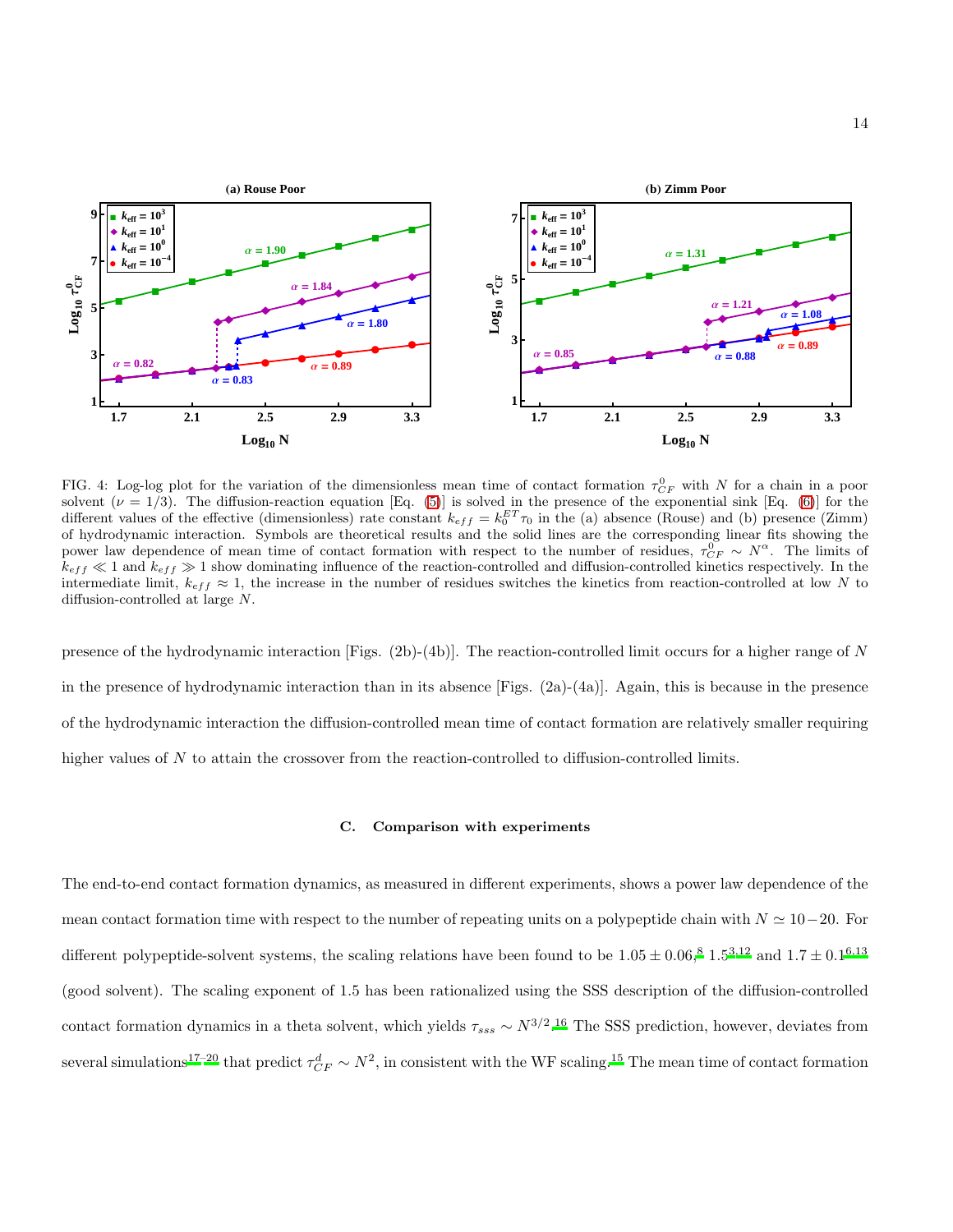FIG. 4: Log-log plot for the variation of the dimensionless mean time of contact formation $\tau_{CF}^0$ with $N$ for a chain in a poor solvent ($\nu = 1/3$). The diffusion-reaction equation [Eq. (5)] is solved in the presence of the exponential sink [Eq. (6)] for the different values of the effective (dimensionless) rate constant $k_{eff} = k_0^{ET}\tau_0$ in the (a) absence (Rouse) and (b) presence (Zimm) of hydrodynamic interaction. Symbols are theoretical results and the solid lines are the corresponding linear fits showing the power law dependence of mean time of contact formation with respect to the number of residues, $\tau_{CF}^0 \sim N^{\alpha}$. The limits of $k_{eff} \ll 1$ and $k_{eff} \gg 1$ show dominating influence of the reaction-controlled and diffusion-controlled kinetics respectively. In the intermediate limit, $k_{eff} \approx 1$, the increase in the number of residues switches the kinetics from reaction-controlled at low $N$ to diffusion-controlled at large $N$.

presence of the hydrodynamic interaction [Figs. (2b)-(4b)]. The reaction-controlled limit occurs for a higher range of $N$ in the presence of hydrodynamic interaction than in its absence [Figs. (2a)-(4a)]. Again, this is because in the presence of the hydrodynamic interaction the diffusion-controlled mean time of contact formation are relatively smaller requiring higher values of $N$ to attain the crossover from the reaction-controlled to diffusion-controlled limits.

### C. Comparison with experiments

The end-to-end contact formation dynamics, as measured in different experiments, shows a power law dependence of the mean contact formation time with respect to the number of repeating units on a polypeptide chain with $N \simeq 10-20$. For different polypeptide-solvent systems, the scaling relations have been found to be $1.05 \pm 0.06$,[8] 1.5[3,12] and $1.7 \pm 0.1$[6,13] (good solvent). The scaling exponent of 1.5 has been rationalized using the SSS description of the diffusion-controlled contact formation dynamics in a theta solvent, which yields $\tau_{sss} \sim N^{3/2}$.[16] The SSS prediction, however, deviates from several simulations[17–20] that predict $\tau_{CF}^d \sim N^2$, in consistent with the WF scaling.[15] The mean time of contact formation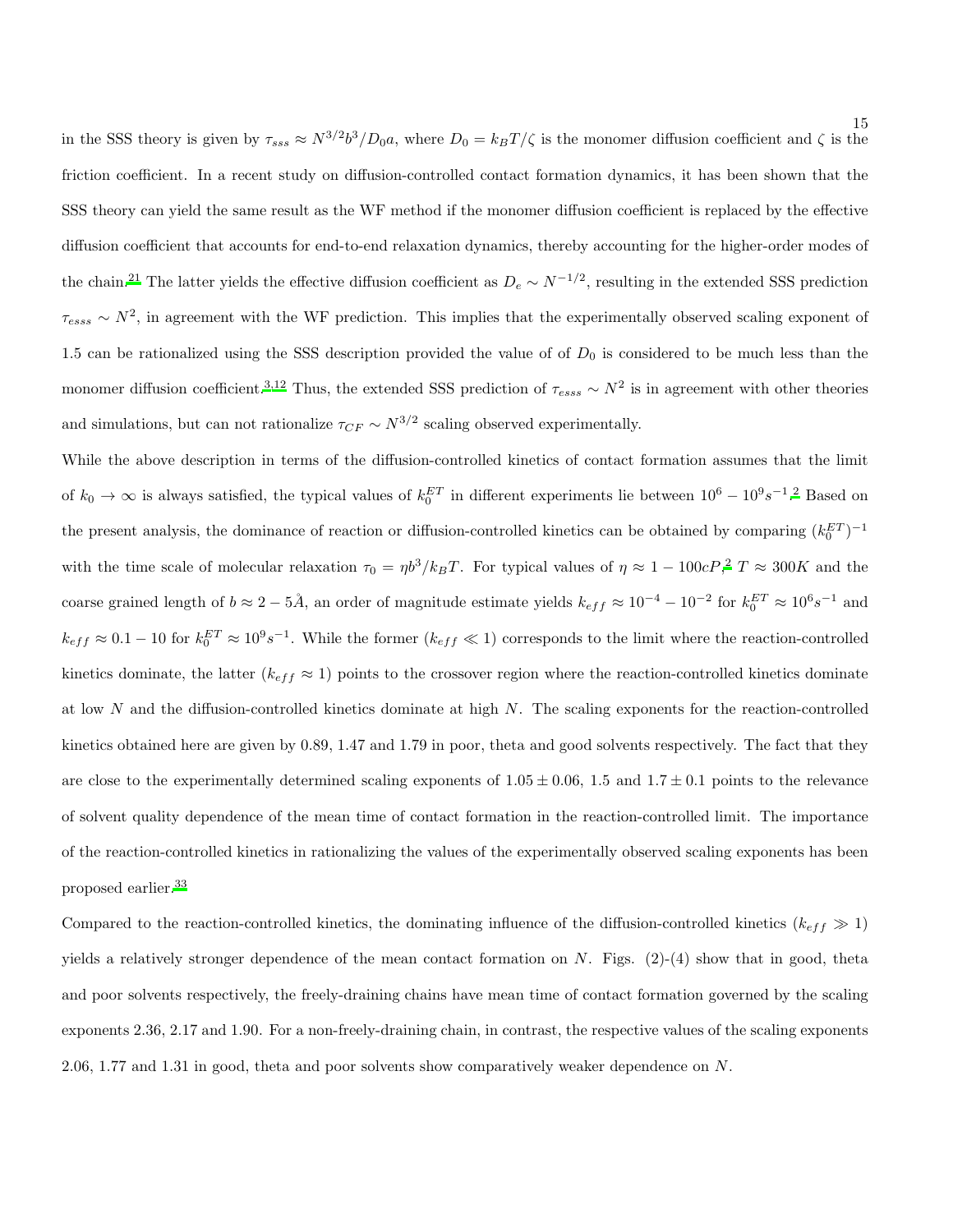in the SSS theory is given by $\tau_{sss} \approx N^{3/2}b^3/D_0 a$, where $D_0 = k_BT/\zeta$ is the monomer diffusion coefficient and $\zeta$ is the friction coefficient. In a recent study on diffusion-controlled contact formation dynamics, it has been shown that the SSS theory can yield the same result as the WF method if the monomer diffusion coefficient is replaced by the effective diffusion coefficient that accounts for end-to-end relaxation dynamics, thereby accounting for the higher-order modes of the chain.[21] The latter yields the effective diffusion coefficient as $D_e \sim N^{-1/2}$, resulting in the extended SSS prediction $\tau_{esss} \sim N^2$, in agreement with the WF prediction. This implies that the experimentally observed scaling exponent of 1.5 can be rationalized using the SSS description provided the value of of $D_0$ is considered to be much less than the monomer diffusion coefficient.[3,12] Thus, the extended SSS prediction of $\tau_{esss} \sim N^2$ is in agreement with other theories and simulations, but can not rationalize $\tau_{CF} \sim N^{3/2}$ scaling observed experimentally.

While the above description in terms of the diffusion-controlled kinetics of contact formation assumes that the limit of $k_0 \to \infty$ is always satisfied, the typical values of $k_0^{ET}$ in different experiments lie between $10^6 - 10^9 s^{-1}$.[2] Based on the present analysis, the dominance of reaction or diffusion-controlled kinetics can be obtained by comparing $(k_0^{ET})^{-1}$ with the time scale of molecular relaxation $\tau_0 = \eta b^3/k_BT$. For typical values of $\eta \approx 1 - 100cP$,[2] $T \approx 300K$ and the coarse grained length of $b \approx 2 - 5\mathring{A}$, an order of magnitude estimate yields $k_{eff} \approx 10^{-4} - 10^{-2}$ for $k_0^{ET} \approx 10^6 s^{-1}$ and $k_{eff} \approx 0.1 - 10$ for $k_0^{ET} \approx 10^9 s^{-1}$. While the former ($k_{eff} \ll 1$) corresponds to the limit where the reaction-controlled kinetics dominate, the latter ($k_{eff} \approx 1$) points to the crossover region where the reaction-controlled kinetics dominate at low $N$ and the diffusion-controlled kinetics dominate at high $N$. The scaling exponents for the reaction-controlled kinetics obtained here are given by 0.89, 1.47 and 1.79 in poor, theta and good solvents respectively. The fact that they are close to the experimentally determined scaling exponents of $1.05 \pm 0.06$, 1.5 and $1.7 \pm 0.1$ points to the relevance of solvent quality dependence of the mean time of contact formation in the reaction-controlled limit. The importance of the reaction-controlled kinetics in rationalizing the values of the experimentally observed scaling exponents has been proposed earlier.[33]

Compared to the reaction-controlled kinetics, the dominating influence of the diffusion-controlled kinetics ($k_{eff} \gg 1$) yields a relatively stronger dependence of the mean contact formation on $N$. Figs. (2)-(4) show that in good, theta and poor solvents respectively, the freely-draining chains have mean time of contact formation governed by the scaling exponents 2.36, 2.17 and 1.90. For a non-freely-draining chain, in contrast, the respective values of the scaling exponents 2.06, 1.77 and 1.31 in good, theta and poor solvents show comparatively weaker dependence on $N$.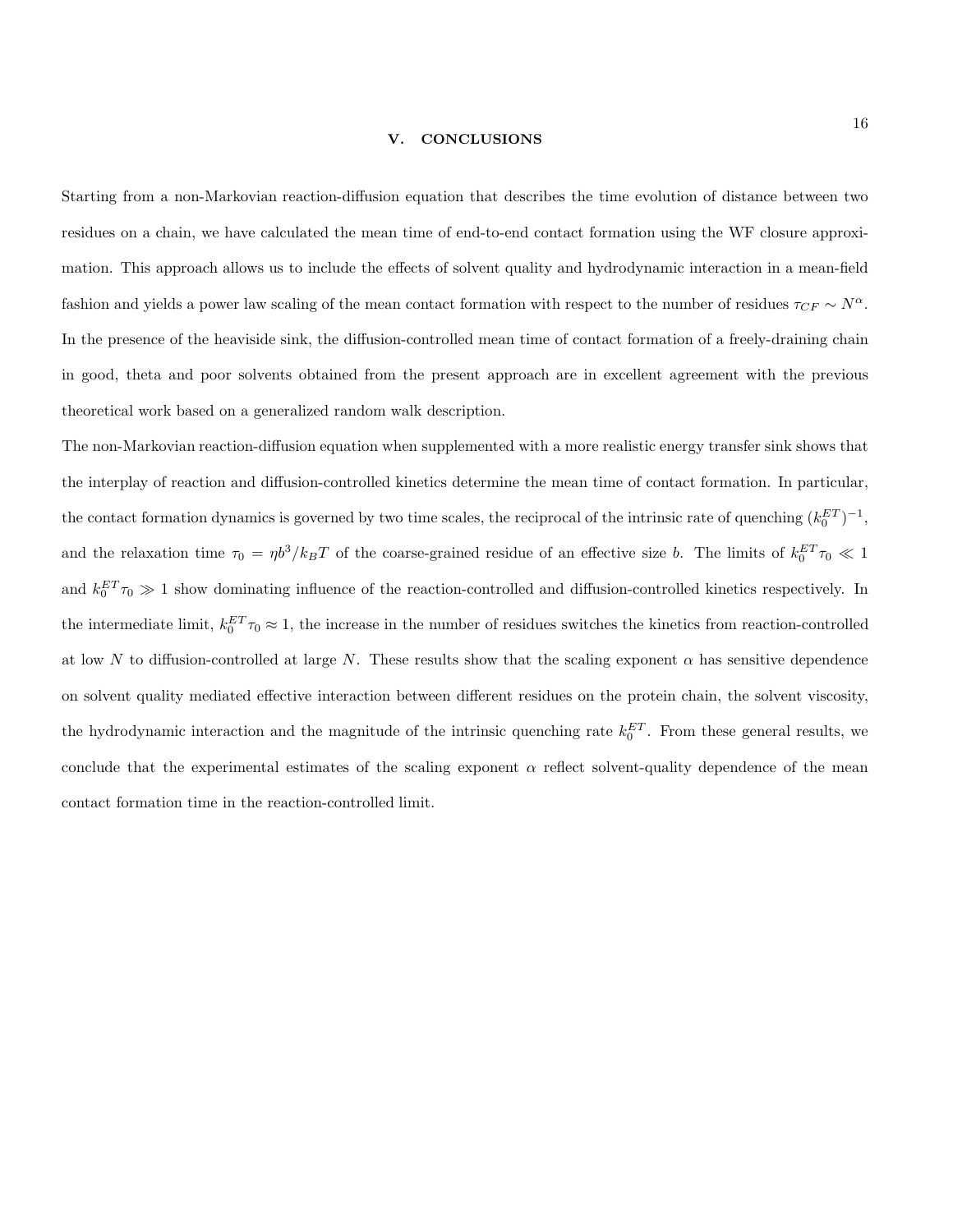## V. CONCLUSIONS

Starting from a non-Markovian reaction-diffusion equation that describes the time evolution of distance between two residues on a chain, we have calculated the mean time of end-to-end contact formation using the WF closure approximation. This approach allows us to include the effects of solvent quality and hydrodynamic interaction in a mean-field fashion and yields a power law scaling of the mean contact formation with respect to the number of residues $\tau_{CF} \sim N^{\alpha}$. In the presence of the heaviside sink, the diffusion-controlled mean time of contact formation of a freely-draining chain in good, theta and poor solvents obtained from the present approach are in excellent agreement with the previous theoretical work based on a generalized random walk description.

The non-Markovian reaction-diffusion equation when supplemented with a more realistic energy transfer sink shows that the interplay of reaction and diffusion-controlled kinetics determine the mean time of contact formation. In particular, the contact formation dynamics is governed by two time scales, the reciprocal of the intrinsic rate of quenching $(k_0^{ET})^{-1}$, and the relaxation time $\tau_0 = \eta b^3/k_BT$ of the coarse-grained residue of an effective size $b$. The limits of $k_0^{ET}\tau_0 \ll 1$ and $k_0^{ET}\tau_0 \gg 1$ show dominating influence of the reaction-controlled and diffusion-controlled kinetics respectively. In the intermediate limit, $k_0^{ET}\tau_0 \approx 1$, the increase in the number of residues switches the kinetics from reaction-controlled at low $N$ to diffusion-controlled at large $N$. These results show that the scaling exponent $\alpha$ has sensitive dependence on solvent quality mediated effective interaction between different residues on the protein chain, the solvent viscosity, the hydrodynamic interaction and the magnitude of the intrinsic quenching rate $k_0^{ET}$. From these general results, we conclude that the experimental estimates of the scaling exponent $\alpha$ reflect solvent-quality dependence of the mean contact formation time in the reaction-controlled limit.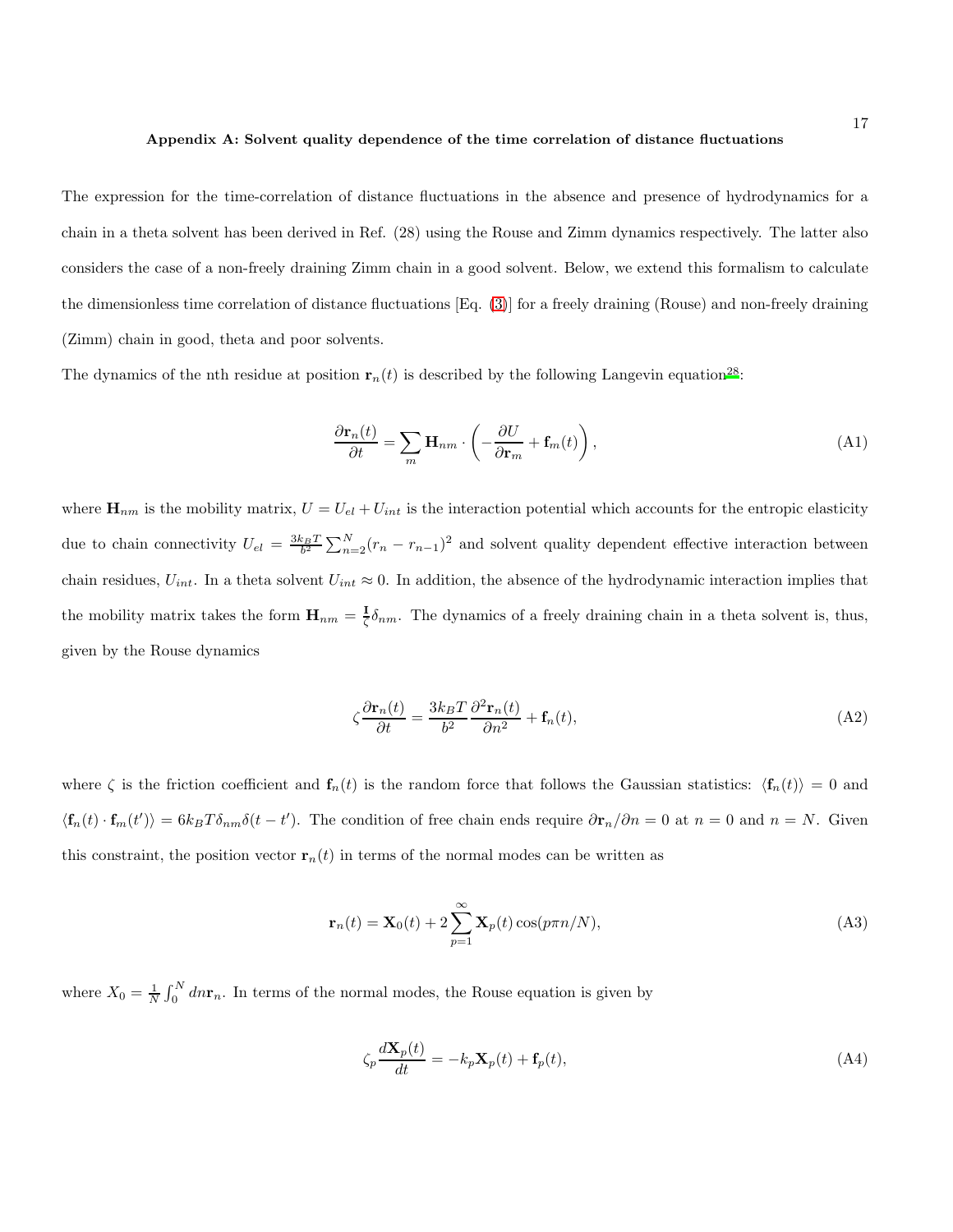### Appendix A: Solvent quality dependence of the time correlation of distance fluctuations

The expression for the time-correlation of distance fluctuations in the absence and presence of hydrodynamics for a chain in a theta solvent has been derived in Ref. (28) using the Rouse and Zimm dynamics respectively. The latter also considers the case of a non-freely draining Zimm chain in a good solvent. Below, we extend this formalism to calculate the dimensionless time correlation of distance fluctuations [Eq. (3)] for a freely draining (Rouse) and non-freely draining (Zimm) chain in good, theta and poor solvents.

The dynamics of the nth residue at position $\mathbf{r}_n(t)$ is described by the following Langevin equation[28]:

$$\frac{\partial \mathbf{r}_n(t)}{\partial t} = \sum_m \mathbf{H}_{nm} \cdot \left( -\frac{\partial U}{\partial \mathbf{r}_m} + \mathbf{f}_m(t) \right), \tag{A1}$$

where $\mathbf{H}_{nm}$ is the mobility matrix, $U = U_{el} + U_{int}$ is the interaction potential which accounts for the entropic elasticity due to chain connectivity $U_{el} = \frac{3k_BT}{b^2}\sum_{n=2}^{N}(r_n - r_{n-1})^2$ and solvent quality dependent effective interaction between chain residues, $U_{int}$. In a theta solvent $U_{int} \approx 0$. In addition, the absence of the hydrodynamic interaction implies that the mobility matrix takes the form $\mathbf{H}_{nm} = \frac{\mathbf{I}}{\zeta}\delta_{nm}$. The dynamics of a freely draining chain in a theta solvent is, thus, given by the Rouse dynamics

$$\zeta \frac{\partial \mathbf{r}_n(t)}{\partial t} = \frac{3k_BT}{b^2}\frac{\partial^2 \mathbf{r}_n(t)}{\partial n^2} + \mathbf{f}_n(t), \tag{A2}$$

where $\zeta$ is the friction coefficient and $\mathbf{f}_n(t)$ is the random force that follows the Gaussian statistics: $\langle \mathbf{f}_n(t) \rangle = 0$ and $\langle \mathbf{f}_n(t) \cdot \mathbf{f}_m(t') \rangle = 6k_BT\delta_{nm}\delta(t - t')$. The condition of free chain ends require $\partial \mathbf{r}_n/\partial n = 0$ at $n = 0$ and $n = N$. Given this constraint, the position vector $\mathbf{r}_n(t)$ in terms of the normal modes can be written as

$$\mathbf{r}_n(t) = \mathbf{X}_0(t) + 2\sum_{p=1}^{\infty} \mathbf{X}_p(t)\cos(p\pi n/N), \tag{A3}$$

where $X_0 = \frac{1}{N}\int_0^N dn\mathbf{r}_n$. In terms of the normal modes, the Rouse equation is given by

$$\zeta_p \frac{d\mathbf{X}_p(t)}{dt} = -k_p\mathbf{X}_p(t) + \mathbf{f}_p(t), \tag{A4}$$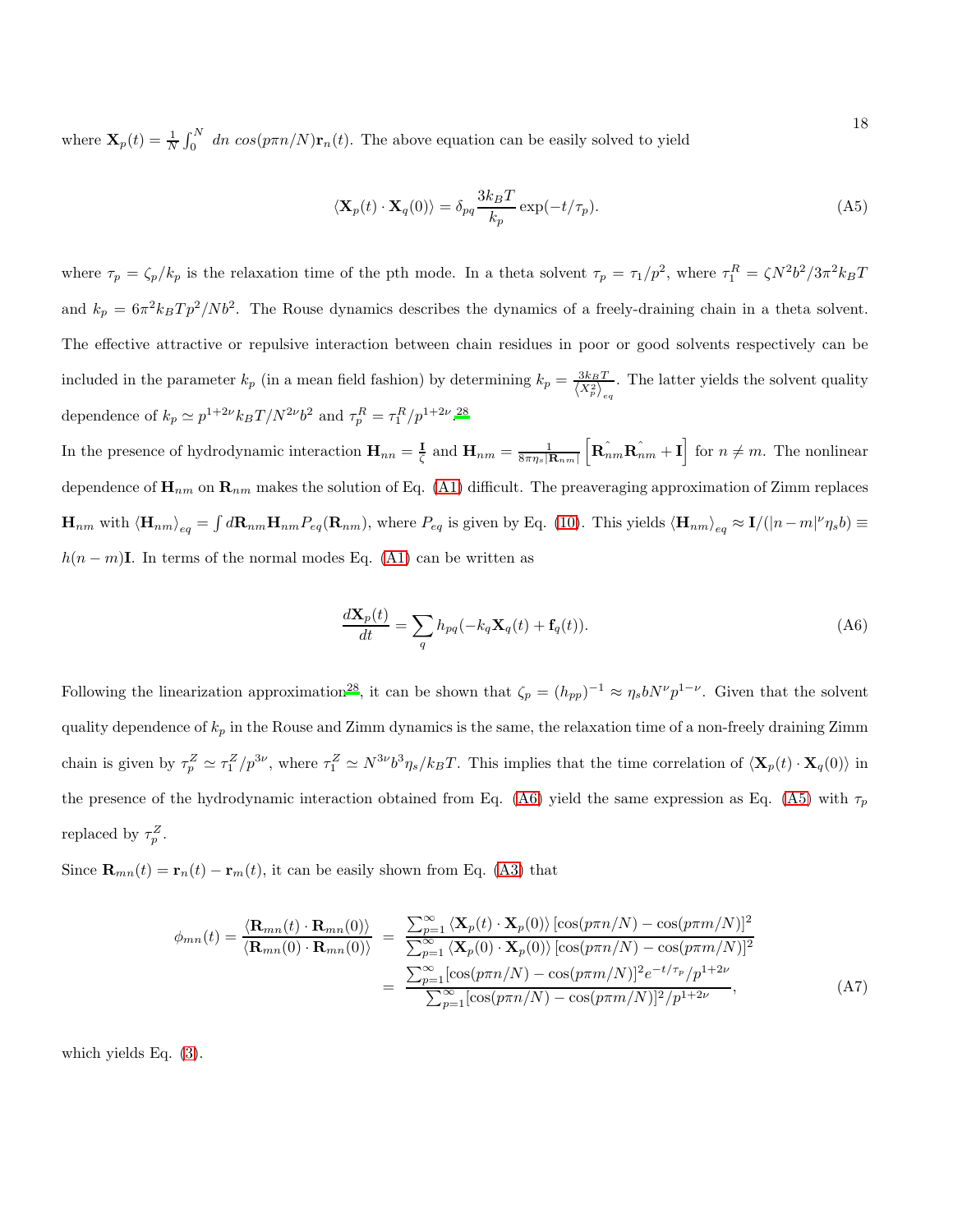where $\mathbf{X}_p(t) = \frac{1}{N}\int_0^N \; dn \; cos(p\pi n/N)\mathbf{r}_n(t)$. The above equation can be easily solved to yield

$$\langle \mathbf{X}_p(t) \cdot \mathbf{X}_q(0) \rangle = \delta_{pq} \frac{3k_BT}{k_p} \exp(-t/\tau_p). \tag{A5}$$

where $\tau_p = \zeta_p/k_p$ is the relaxation time of the pth mode. In a theta solvent $\tau_p = \tau_1/p^2$, where $\tau_1^R = \zeta N^2 b^2/3\pi^2 k_B T$ and $k_p = 6\pi^2 k_B T p^2/N b^2$. The Rouse dynamics describes the dynamics of a freely-draining chain in a theta solvent. The effective attractive or repulsive interaction between chain residues in poor or good solvents respectively can be included in the parameter $k_p$ (in a mean field fashion) by determining $k_p = \frac{3k_BT}{\langle X_p^2 \rangle_{eq}}$. The latter yields the solvent quality dependence of $k_p \simeq p^{1+2\nu} k_B T/N^{2\nu} b^2$ and $\tau_p^R = \tau_1^R/p^{1+2\nu}$.[28]

In the presence of hydrodynamic interaction $\mathbf{H}_{nn} = \frac{\mathbf{I}}{\zeta}$ and $\mathbf{H}_{nm} = \frac{1}{8\pi\eta_s|\mathbf{R}_{nm}|}\left[\hat{\mathbf{R}_{nm}}\hat{\mathbf{R}_{nm}} + \mathbf{I}\right]$ for $n \neq m$. The nonlinear dependence of $\mathbf{H}_{nm}$ on $\mathbf{R}_{nm}$ makes the solution of Eq. (A1) difficult. The preaveraging approximation of Zimm replaces $\mathbf{H}_{nm}$ with $\langle \mathbf{H}_{nm} \rangle_{eq} = \int d\mathbf{R}_{nm} \mathbf{H}_{nm} P_{eq}(\mathbf{R}_{nm})$, where $P_{eq}$ is given by Eq. (10). This yields $\langle \mathbf{H}_{nm} \rangle_{eq} \approx \mathbf{I}/(|n-m|^\nu \eta_s b) \equiv h(n-m)\mathbf{I}$. In terms of the normal modes Eq. (A1) can be written as

$$\frac{d\mathbf{X}_p(t)}{dt} = \sum_q h_{pq}(-k_q \mathbf{X}_q(t) + \mathbf{f}_q(t)). \tag{A6}$$

Following the linearization approximation[28], it can be shown that $\zeta_p = (h_{pp})^{-1} \approx \eta_s b N^\nu p^{1-\nu}$. Given that the solvent quality dependence of $k_p$ in the Rouse and Zimm dynamics is the same, the relaxation time of a non-freely draining Zimm chain is given by $\tau_p^Z \simeq \tau_1^Z/p^{3\nu}$, where $\tau_1^Z \simeq N^{3\nu} b^3 \eta_s/k_B T$. This implies that the time correlation of $\langle \mathbf{X}_p(t) \cdot \mathbf{X}_q(0) \rangle$ in the presence of the hydrodynamic interaction obtained from Eq. (A6) yield the same expression as Eq. (A5) with $\tau_p$ replaced by $\tau_p^Z$.

Since $\mathbf{R}_{mn}(t) = \mathbf{r}_n(t) - \mathbf{r}_m(t)$, it can be easily shown from Eq. (A3) that

$$\begin{aligned}
\phi_{mn}(t) = \frac{\langle \mathbf{R}_{mn}(t) \cdot \mathbf{R}_{mn}(0) \rangle}{\langle \mathbf{R}_{mn}(0) \cdot \mathbf{R}_{mn}(0) \rangle} &= \frac{\sum_{p=1}^{\infty} \langle \mathbf{X}_p(t) \cdot \mathbf{X}_p(0) \rangle \left[\cos(p\pi n/N) - \cos(p\pi m/N)\right]^2}{\sum_{p=1}^{\infty} \langle \mathbf{X}_p(0) \cdot \mathbf{X}_p(0) \rangle \left[\cos(p\pi n/N) - \cos(p\pi m/N)\right]^2} \\
&= \frac{\sum_{p=1}^{\infty} [\cos(p\pi n/N) - \cos(p\pi m/N)]^2 e^{-t/\tau_p}/p^{1+2\nu}}{\sum_{p=1}^{\infty} [\cos(p\pi n/N) - \cos(p\pi m/N)]^2/p^{1+2\nu}},
\end{aligned} \tag{A7}$$

which yields Eq. (3).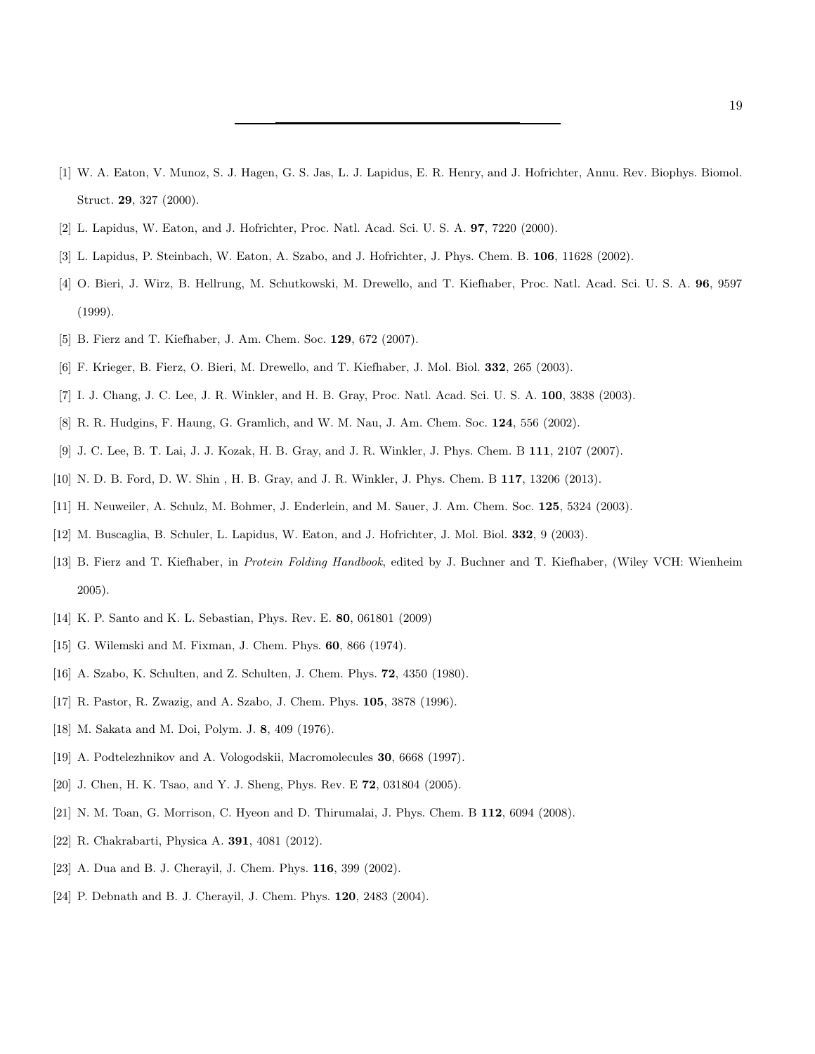[1] W. A. Eaton, V. Munoz, S. J. Hagen, G. S. Jas, L. J. Lapidus, E. R. Henry, and J. Hofrichter, Annu. Rev. Biophys. Biomol. Struct. **29**, 327 (2000).

[2] L. Lapidus, W. Eaton, and J. Hofrichter, Proc. Natl. Acad. Sci. U. S. A. **97**, 7220 (2000).

[3] L. Lapidus, P. Steinbach, W. Eaton, A. Szabo, and J. Hofrichter, J. Phys. Chem. B. **106**, 11628 (2002).

[4] O. Bieri, J. Wirz, B. Hellrung, M. Schutkowski, M. Drewello, and T. Kiefhaber, Proc. Natl. Acad. Sci. U. S. A. **96**, 9597 (1999).

[5] B. Fierz and T. Kiefhaber, J. Am. Chem. Soc. **129**, 672 (2007).

[6] F. Krieger, B. Fierz, O. Bieri, M. Drewello, and T. Kiefhaber, J. Mol. Biol. **332**, 265 (2003).

[7] I. J. Chang, J. C. Lee, J. R. Winkler, and H. B. Gray, Proc. Natl. Acad. Sci. U. S. A. **100**, 3838 (2003).

[8] R. R. Hudgins, F. Haung, G. Gramlich, and W. M. Nau, J. Am. Chem. Soc. **124**, 556 (2002).

[9] J. C. Lee, B. T. Lai, J. J. Kozak, H. B. Gray, and J. R. Winkler, J. Phys. Chem. B **111**, 2107 (2007).

[10] N. D. B. Ford, D. W. Shin , H. B. Gray, and J. R. Winkler, J. Phys. Chem. B **117**, 13206 (2013).

[11] H. Neuweiler, A. Schulz, M. Bohmer, J. Enderlein, and M. Sauer, J. Am. Chem. Soc. **125**, 5324 (2003).

[12] M. Buscaglia, B. Schuler, L. Lapidus, W. Eaton, and J. Hofrichter, J. Mol. Biol. **332**, 9 (2003).

[13] B. Fierz and T. Kiefhaber, in *Protein Folding Handbook*, edited by J. Buchner and T. Kiefhaber, (Wiley VCH: Wienheim 2005).

[14] K. P. Santo and K. L. Sebastian, Phys. Rev. E. **80**, 061801 (2009)

[15] G. Wilemski and M. Fixman, J. Chem. Phys. **60**, 866 (1974).

[16] A. Szabo, K. Schulten, and Z. Schulten, J. Chem. Phys. **72**, 4350 (1980).

[17] R. Pastor, R. Zwazig, and A. Szabo, J. Chem. Phys. **105**, 3878 (1996).

[18] M. Sakata and M. Doi, Polym. J. **8**, 409 (1976).

[19] A. Podtelezhnikov and A. Vologodskii, Macromolecules **30**, 6668 (1997).

[20] J. Chen, H. K. Tsao, and Y. J. Sheng, Phys. Rev. E **72**, 031804 (2005).

[21] N. M. Toan, G. Morrison, C. Hyeon and D. Thirumalai, J. Phys. Chem. B **112**, 6094 (2008).

[22] R. Chakrabarti, Physica A. **391**, 4081 (2012).

[23] A. Dua and B. J. Cherayil, J. Chem. Phys. **116**, 399 (2002).

[24] P. Debnath and B. J. Cherayil, J. Chem. Phys. **120**, 2483 (2004).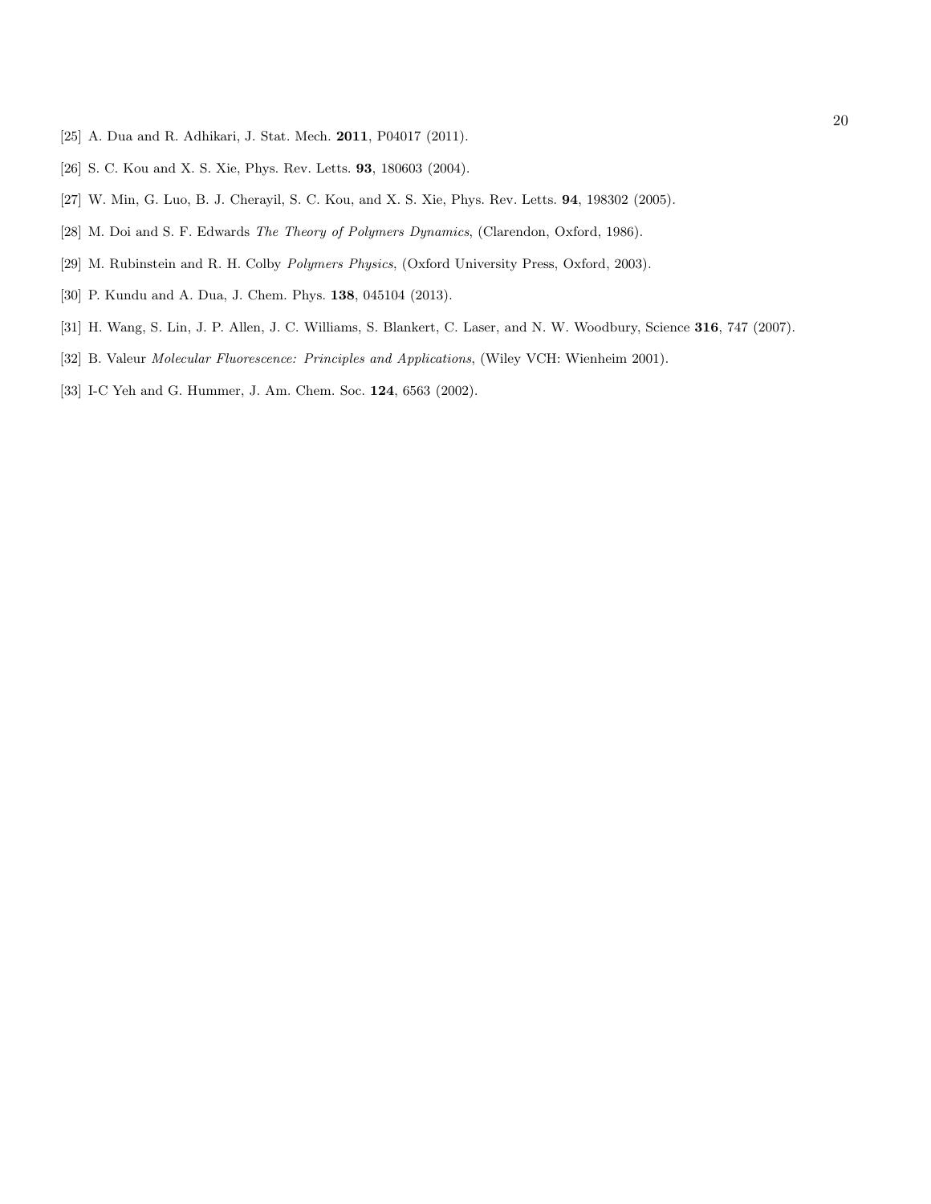[25] A. Dua and R. Adhikari, J. Stat. Mech. **2011**, P04017 (2011).

[26] S. C. Kou and X. S. Xie, Phys. Rev. Letts. **93**, 180603 (2004).

[27] W. Min, G. Luo, B. J. Cherayil, S. C. Kou, and X. S. Xie, Phys. Rev. Letts. **94**, 198302 (2005).

[28] M. Doi and S. F. Edwards *The Theory of Polymers Dynamics*, (Clarendon, Oxford, 1986).

[29] M. Rubinstein and R. H. Colby *Polymers Physics*, (Oxford University Press, Oxford, 2003).

[30] P. Kundu and A. Dua, J. Chem. Phys. **138**, 045104 (2013).

[31] H. Wang, S. Lin, J. P. Allen, J. C. Williams, S. Blankert, C. Laser, and N. W. Woodbury, Science **316**, 747 (2007).

[32] B. Valeur *Molecular Fluorescence: Principles and Applications*, (Wiley VCH: Wienheim 2001).

[33] I-C Yeh and G. Hummer, J. Am. Chem. Soc. **124**, 6563 (2002).